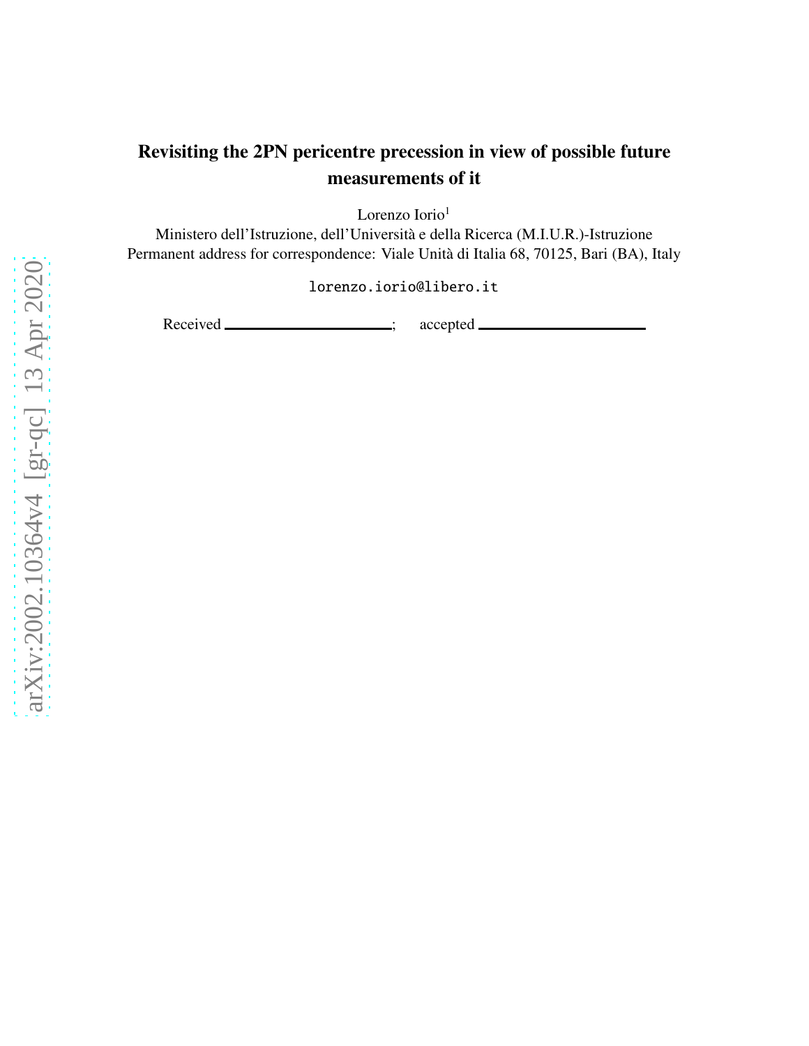# Revisiting the 2PN pericentre precession in view of possible future measurements of it

Lorenzo Iorio[1]

Ministero dell'Istruzione, dell'Università e della Ricerca (M.I.U.R.)-Istruzione

Permanent address for correspondence: Viale Unità di Italia 68, 70125, Bari (BA), Italy

lorenzo.iorio@libero.it

Received \_\_\_\_\_\_\_\_\_\_\_\_\_\_\_\_\_\_\_\_; accepted \_\_\_\_\_\_\_\_\_\_\_\_\_\_\_\_\_\_\_\_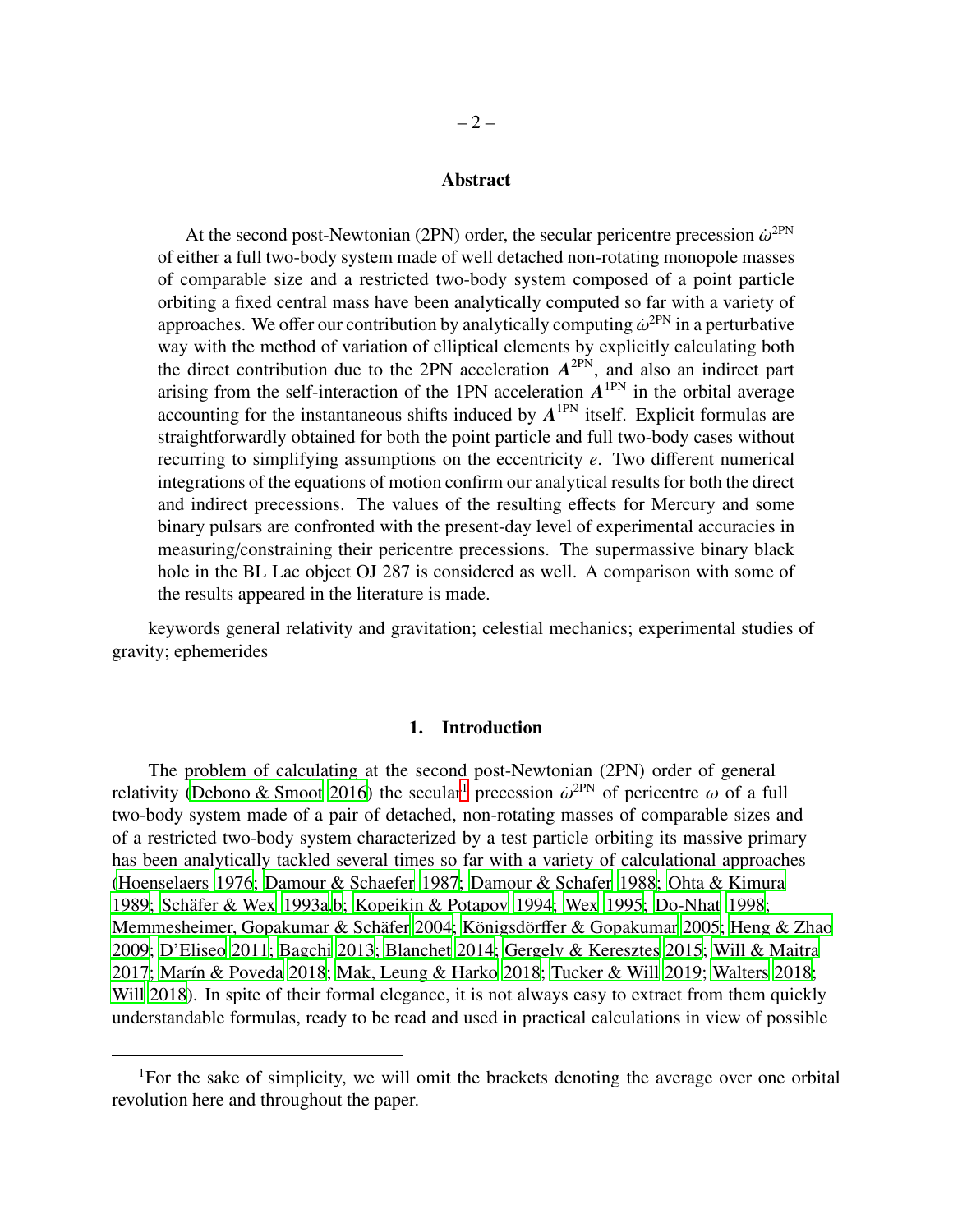## Abstract

At the second post-Newtonian (2PN) order, the secular pericentre precession $\dot{\omega}^{\mathrm{2PN}}$ of either a full two-body system made of well detached non-rotating monopole masses of comparable size and a restricted two-body system composed of a point particle orbiting a fixed central mass have been analytically computed so far with a variety of approaches. We offer our contribution by analytically computing $\dot{\omega}^{\mathrm{2PN}}$ in a perturbative way with the method of variation of elliptical elements by explicitly calculating both the direct contribution due to the 2PN acceleration $\boldsymbol{A}^{\mathrm{2PN}}$, and also an indirect part arising from the self-interaction of the 1PN acceleration $\boldsymbol{A}^{\mathrm{1PN}}$ in the orbital average accounting for the instantaneous shifts induced by $\boldsymbol{A}^{\mathrm{1PN}}$ itself. Explicit formulas are straightforwardly obtained for both the point particle and full two-body cases without recurring to simplifying assumptions on the eccentricity $e$. Two different numerical integrations of the equations of motion confirm our analytical results for both the direct and indirect precessions. The values of the resulting effects for Mercury and some binary pulsars are confronted with the present-day level of experimental accuracies in measuring/constraining their pericentre precessions. The supermassive binary black hole in the BL Lac object OJ 287 is considered as well. A comparison with some of the results appeared in the literature is made.

keywords general relativity and gravitation; celestial mechanics; experimental studies of gravity; ephemerides

## 1. Introduction

The problem of calculating at the second post-Newtonian (2PN) order of general relativity (Debono & Smoot 2016) the secular[1] precession $\dot{\omega}^{\mathrm{2PN}}$ of pericentre $\omega$ of a full two-body system made of a pair of detached, non-rotating masses of comparable sizes and of a restricted two-body system characterized by a test particle orbiting its massive primary has been analytically tackled several times so far with a variety of calculational approaches (Hoenselaers 1976; Damour & Schaefer 1987; Damour & Schafer 1988; Ohta & Kimura 1989; Schäfer & Wex 1993a,b; Kopeikin & Potapov 1994; Wex 1995; Do-Nhat 1998; Memmesheimer, Gopakumar & Schäfer 2004; Königsdörffer & Gopakumar 2005; Heng & Zhao 2009; D'Eliseo 2011; Bagchi 2013; Blanchet 2014; Gergely & Keresztes 2015; Will & Maitra 2017; Marín & Poveda 2018; Mak, Leung & Harko 2018; Tucker & Will 2019; Walters 2018; Will 2018). In spite of their formal elegance, it is not always easy to extract from them quickly understandable formulas, ready to be read and used in practical calculations in view of possible

[1]For the sake of simplicity, we will omit the brackets denoting the average over one orbital revolution here and throughout the paper.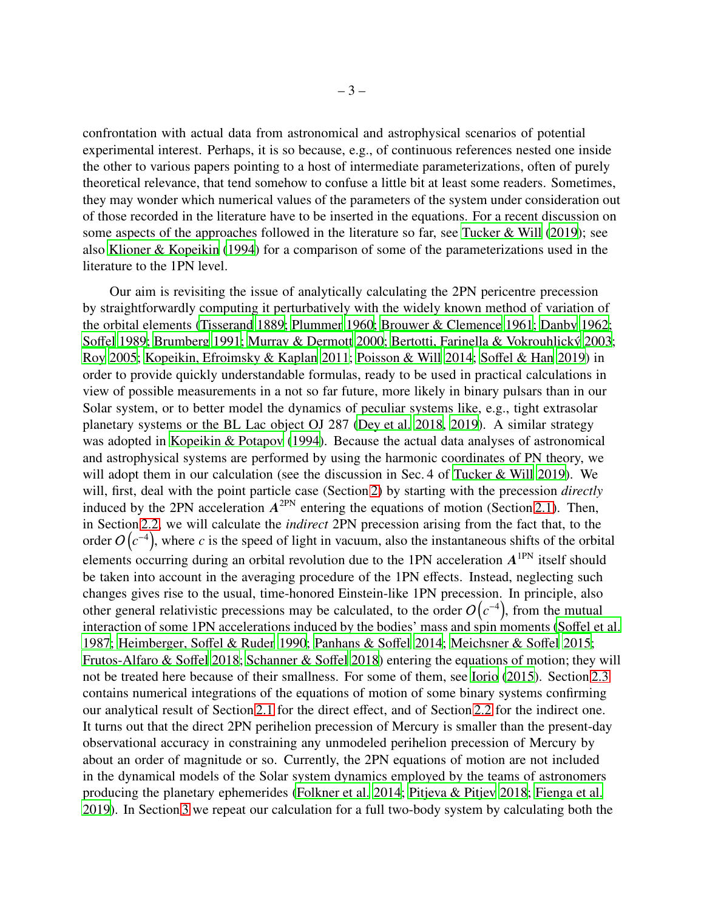confrontation with actual data from astronomical and astrophysical scenarios of potential experimental interest. Perhaps, it is so because, e.g., of continuous references nested one inside the other to various papers pointing to a host of intermediate parameterizations, often of purely theoretical relevance, that tend somehow to confuse a little bit at least some readers. Sometimes, they may wonder which numerical values of the parameters of the system under consideration out of those recorded in the literature have to be inserted in the equations. For a recent discussion on some aspects of the approaches followed in the literature so far, see Tucker & Will (2019); see also Klioner & Kopeikin (1994) for a comparison of some of the parameterizations used in the literature to the 1PN level.

Our aim is revisiting the issue of analytically calculating the 2PN pericentre precession by straightforwardly computing it perturbatively with the widely known method of variation of the orbital elements (Tisserand 1889; Plummer 1960; Brouwer & Clemence 1961; Danby 1962; Soffel 1989; Brumberg 1991; Murray & Dermott 2000; Bertotti, Farinella & Vokrouhlický 2003; Roy 2005; Kopeikin, Efroimsky & Kaplan 2011; Poisson & Will 2014; Soffel & Han 2019) in order to provide quickly understandable formulas, ready to be used in practical calculations in view of possible measurements in a not so far future, more likely in binary pulsars than in our Solar system, or to better model the dynamics of peculiar systems like, e.g., tight extrasolar planetary systems or the BL Lac object OJ 287 (Dey et al. 2018, 2019). A similar strategy was adopted in Kopeikin & Potapov (1994). Because the actual data analyses of astronomical and astrophysical systems are performed by using the harmonic coordinates of PN theory, we will adopt them in our calculation (see the discussion in Sec. 4 of Tucker & Will 2019). We will, first, deal with the point particle case (Section 2) by starting with the precession *directly* induced by the 2PN acceleration $\boldsymbol{A}^{\rm 2PN}$ entering the equations of motion (Section 2.1). Then, in Section 2.2, we will calculate the *indirect* 2PN precession arising from the fact that, to the order $\mathcal{O}\left(c^{-4}\right)$, where $c$ is the speed of light in vacuum, also the instantaneous shifts of the orbital elements occurring during an orbital revolution due to the 1PN acceleration $\boldsymbol{A}^{\rm 1PN}$ itself should be taken into account in the averaging procedure of the 1PN effects. Instead, neglecting such changes gives rise to the usual, time-honored Einstein-like 1PN precession. In principle, also other general relativistic precessions may be calculated, to the order $\mathcal{O}\left(c^{-4}\right)$, from the mutual interaction of some 1PN accelerations induced by the bodies' mass and spin moments (Soffel et al. 1987; Heimberger, Soffel & Ruder 1990; Panhans & Soffel 2014; Meichsner & Soffel 2015; Frutos-Alfaro & Soffel 2018; Schanner & Soffel 2018) entering the equations of motion; they will not be treated here because of their smallness. For some of them, see Iorio (2015). Section 2.3 contains numerical integrations of the equations of motion of some binary systems confirming our analytical result of Section 2.1 for the direct effect, and of Section 2.2 for the indirect one. It turns out that the direct 2PN perihelion precession of Mercury is smaller than the present-day observational accuracy in constraining any unmodeled perihelion precession of Mercury by about an order of magnitude or so. Currently, the 2PN equations of motion are not included in the dynamical models of the Solar system dynamics employed by the teams of astronomers producing the planetary ephemerides (Folkner et al. 2014; Pitjeva & Pitjev 2018; Fienga et al. 2019). In Section 3 we repeat our calculation for a full two-body system by calculating both the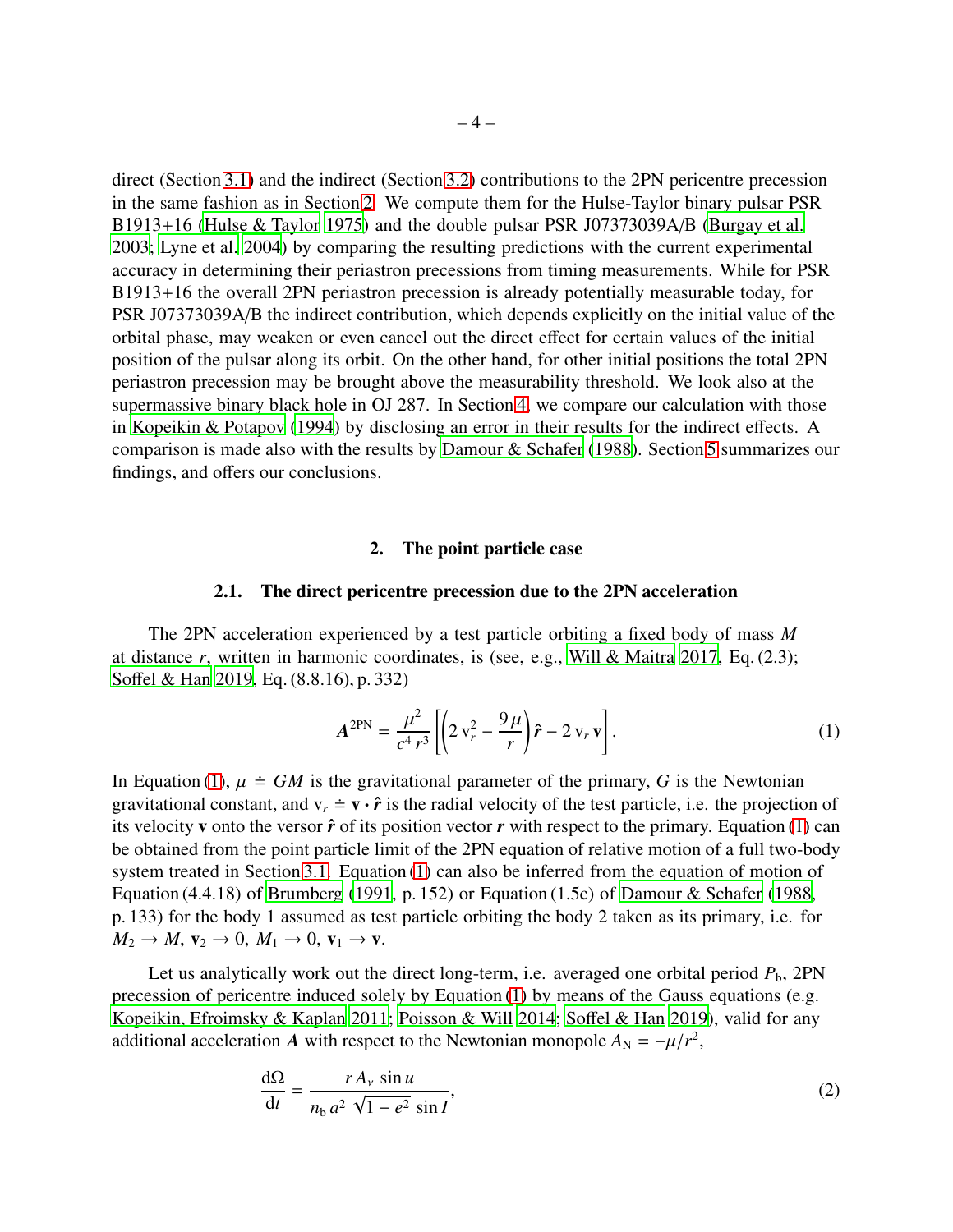direct (Section 3.1) and the indirect (Section 3.2) contributions to the 2PN pericentre precession in the same fashion as in Section 2. We compute them for the Hulse-Taylor binary pulsar PSR B1913+16 (Hulse & Taylor 1975) and the double pulsar PSR J07373039A/B (Burgay et al. 2003; Lyne et al. 2004) by comparing the resulting predictions with the current experimental accuracy in determining their periastron precessions from timing measurements. While for PSR B1913+16 the overall 2PN periastron precession is already potentially measurable today, for PSR J07373039A/B the indirect contribution, which depends explicitly on the initial value of the orbital phase, may weaken or even cancel out the direct effect for certain values of the initial position of the pulsar along its orbit. On the other hand, for other initial positions the total 2PN periastron precession may be brought above the measurability threshold. We look also at the supermassive binary black hole in OJ 287. In Section 4, we compare our calculation with those in Kopeikin & Potapov (1994) by disclosing an error in their results for the indirect effects. A comparison is made also with the results by Damour & Schafer (1988). Section 5 summarizes our findings, and offers our conclusions.

## 2. The point particle case

### 2.1. The direct pericentre precession due to the 2PN acceleration

The 2PN acceleration experienced by a test particle orbiting a fixed body of mass $M$ at distance $r$, written in harmonic coordinates, is (see, e.g., Will & Maitra 2017, Eq. (2.3); Soffel & Han 2019, Eq. (8.8.16), p. 332)

$$\boldsymbol{A}^{\rm 2PN} = \frac{\mu^2}{c^4\, r^3}\left[\left(2\, \mathrm{v}_r^2 - \frac{9\,\mu}{r}\right)\hat{\boldsymbol{r}} - 2\, \mathrm{v}_r\, \mathbf{v}\right]. \tag{1}$$

In Equation (1), $\mu \doteq GM$ is the gravitational parameter of the primary, $G$ is the Newtonian gravitational constant, and $\mathrm{v}_r \doteq \mathbf{v}\cdot\hat{\boldsymbol{r}}$ is the radial velocity of the test particle, i.e. the projection of its velocity $\mathbf{v}$ onto the versor $\hat{\boldsymbol{r}}$ of its position vector $\boldsymbol{r}$ with respect to the primary. Equation (1) can be obtained from the point particle limit of the 2PN equation of relative motion of a full two-body system treated in Section 3.1. Equation (1) can also be inferred from the equation of motion of Equation (4.4.18) of Brumberg (1991, p. 152) or Equation (1.5c) of Damour & Schafer (1988, p. 133) for the body 1 assumed as test particle orbiting the body 2 taken as its primary, i.e. for $M_2 \rightarrow M,\ \mathbf{v}_2 \rightarrow 0,\ M_1 \rightarrow 0,\ \mathbf{v}_1 \rightarrow \mathbf{v}$.

Let us analytically work out the direct long-term, i.e. averaged one orbital period $P_{\rm b}$, 2PN precession of pericentre induced solely by Equation (1) by means of the Gauss equations (e.g. Kopeikin, Efroimsky & Kaplan 2011; Poisson & Will 2014; Soffel & Han 2019), valid for any additional acceleration $\boldsymbol{A}$ with respect to the Newtonian monopole $A_{\rm N} = -\mu/r^2$,

$$\frac{\mathrm{d}\Omega}{\mathrm{d}t} = \frac{r\, A_\nu\, \sin u}{n_{\rm b}\, a^2\, \sqrt{1-e^2}\, \sin I}, \tag{2}$$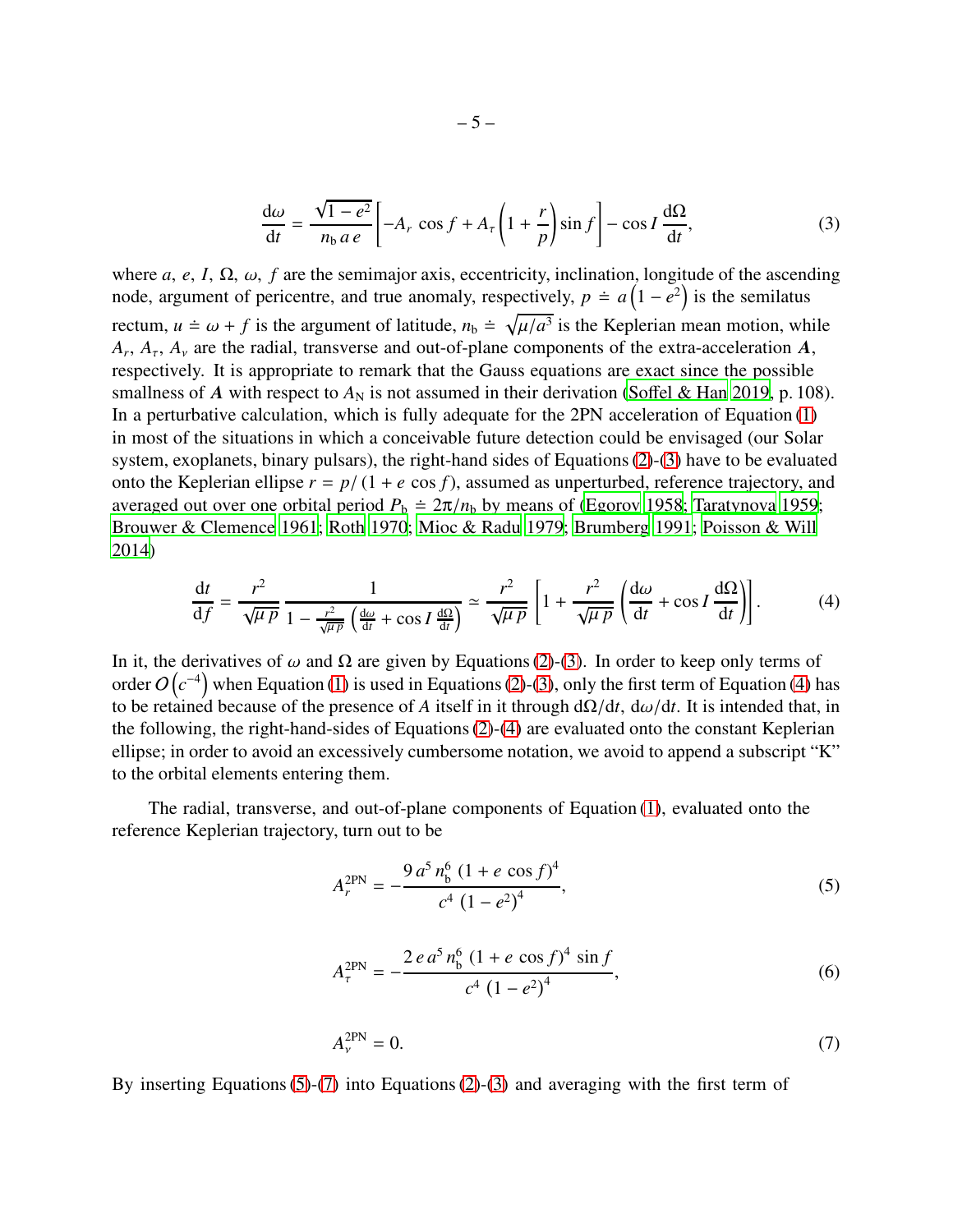$$\frac{\mathrm{d}\omega}{\mathrm{d}t} = \frac{\sqrt{1-e^2}}{n_\mathrm{b}\, a\, e}\left[-A_r\,\cos f + A_\tau\left(1+\frac{r}{p}\right)\sin f\right] - \cos I\,\frac{\mathrm{d}\Omega}{\mathrm{d}t}, \tag{3}$$

where $a,\ e,\ I,\ \Omega,\ \omega,\ f$ are the semimajor axis, eccentricity, inclination, longitude of the ascending node, argument of pericentre, and true anomaly, respectively, $p \doteq a\left(1-e^2\right)$ is the semilatus rectum, $u \doteq \omega + f$ is the argument of latitude, $n_\mathrm{b} \doteq \sqrt{\mu/a^3}$ is the Keplerian mean motion, while $A_r,\ A_\tau,\ A_\nu$ are the radial, transverse and out-of-plane components of the extra-acceleration $\boldsymbol{A}$, respectively. It is appropriate to remark that the Gauss equations are exact since the possible smallness of $\boldsymbol{A}$ with respect to $A_\mathrm{N}$ is not assumed in their derivation (Soffel & Han 2019, p. 108). In a perturbative calculation, which is fully adequate for the 2PN acceleration of Equation (1) in most of the situations in which a conceivable future detection could be envisaged (our Solar system, exoplanets, binary pulsars), the right-hand sides of Equations (2)-(3) have to be evaluated onto the Keplerian ellipse $r = p/\left(1+e\,\cos f\right)$, assumed as unperturbed, reference trajectory, and averaged out over one orbital period $P_\mathrm{b} \doteq 2\pi/n_\mathrm{b}$ by means of (Egorov 1958; Taratynova 1959; Brouwer & Clemence 1961; Roth 1970; Mioc & Radu 1979; Brumberg 1991; Poisson & Will 2014)

$$\frac{\mathrm{d}t}{\mathrm{d}f} = \frac{r^2}{\sqrt{\mu\,p}}\,\frac{1}{1-\frac{r^2}{\sqrt{\mu\,p}}\left(\frac{\mathrm{d}\omega}{\mathrm{d}t}+\cos I\,\frac{\mathrm{d}\Omega}{\mathrm{d}t}\right)} \simeq \frac{r^2}{\sqrt{\mu\,p}}\left[1+\frac{r^2}{\sqrt{\mu\,p}}\left(\frac{\mathrm{d}\omega}{\mathrm{d}t}+\cos I\,\frac{\mathrm{d}\Omega}{\mathrm{d}t}\right)\right]. \tag{4}$$

In it, the derivatives of $\omega$ and $\Omega$ are given by Equations (2)-(3). In order to keep only terms of order $\mathcal{O}\left(c^{-4}\right)$ when Equation (1) is used in Equations (2)-(3), only the first term of Equation (4) has to be retained because of the presence of $A$ itself in it through $\mathrm{d}\Omega/\mathrm{d}t$, $\mathrm{d}\omega/\mathrm{d}t$. It is intended that, in the following, the right-hand-sides of Equations (2)-(4) are evaluated onto the constant Keplerian ellipse; in order to avoid an excessively cumbersome notation, we avoid to append a subscript "K" to the orbital elements entering them.

The radial, transverse, and out-of-plane components of Equation (1), evaluated onto the reference Keplerian trajectory, turn out to be

$$A_r^{\mathrm{2PN}} = -\frac{9\,a^5\,n_\mathrm{b}^6\,\left(1+e\,\cos f\right)^4}{c^4\,\left(1-e^2\right)^4}, \tag{5}$$

$$A_\tau^{\mathrm{2PN}} = -\frac{2\,e\,a^5\,n_\mathrm{b}^6\,\left(1+e\,\cos f\right)^4\,\sin f}{c^4\,\left(1-e^2\right)^4}, \tag{6}$$

$$A_\nu^{\mathrm{2PN}} = 0. \tag{7}$$

By inserting Equations (5)-(7) into Equations (2)-(3) and averaging with the first term of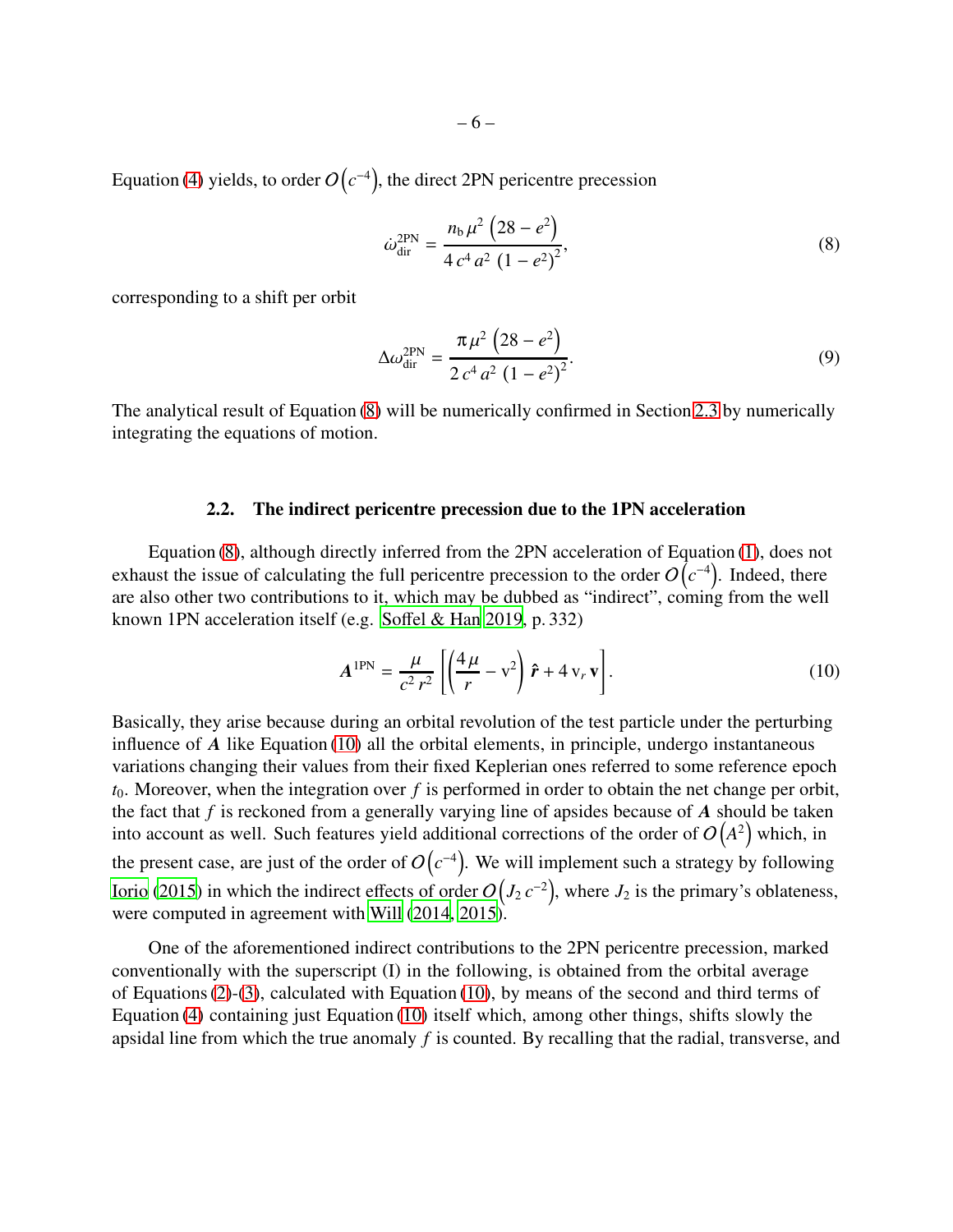Equation (4) yields, to order $O\left(c^{-4}\right)$, the direct 2PN pericentre precession

$$
\dot{\omega}^{\mathrm{2PN}}_{\mathrm{dir}} = \frac{n_{\mathrm{b}}\, \mu^2 \left(28 - e^2\right)}{4\, c^4\, a^2\, \left(1 - e^2\right)^2}, \tag{8}
$$

corresponding to a shift per orbit

$$
\Delta\omega^{\mathrm{2PN}}_{\mathrm{dir}} = \frac{\pi\, \mu^2 \left(28 - e^2\right)}{2\, c^4\, a^2\, \left(1 - e^2\right)^2}. \tag{9}
$$

The analytical result of Equation (8) will be numerically confirmed in Section 2.3 by numerically integrating the equations of motion.

### 2.2. The indirect pericentre precession due to the 1PN acceleration

Equation (8), although directly inferred from the 2PN acceleration of Equation (1), does not exhaust the issue of calculating the full pericentre precession to the order $O\left(c^{-4}\right)$. Indeed, there are also other two contributions to it, which may be dubbed as "indirect", coming from the well known 1PN acceleration itself (e.g. Soffel & Han 2019, p. 332)

$$
\boldsymbol{A}^{\mathrm{1PN}} = \frac{\mu}{c^2\, r^2} \left[ \left( \frac{4\, \mu}{r} - \mathrm{v}^2 \right) \hat{\boldsymbol{r}} + 4\, \mathrm{v}_r\, \mathbf{v} \right]. \tag{10}
$$

Basically, they arise because during an orbital revolution of the test particle under the perturbing influence of $\boldsymbol{A}$ like Equation (10) all the orbital elements, in principle, undergo instantaneous variations changing their values from their fixed Keplerian ones referred to some reference epoch $t_0$. Moreover, when the integration over $f$ is performed in order to obtain the net change per orbit, the fact that $f$ is reckoned from a generally varying line of apsides because of $\boldsymbol{A}$ should be taken into account as well. Such features yield additional corrections of the order of $O\left(A^2\right)$ which, in the present case, are just of the order of $O\left(c^{-4}\right)$. We will implement such a strategy by following Iorio (2015) in which the indirect effects of order $O\left(J_2\, c^{-2}\right)$, where $J_2$ is the primary's oblateness, were computed in agreement with Will (2014, 2015).

One of the aforementioned indirect contributions to the 2PN pericentre precession, marked conventionally with the superscript (I) in the following, is obtained from the orbital average of Equations (2)-(3), calculated with Equation (10), by means of the second and third terms of Equation (4) containing just Equation (10) itself which, among other things, shifts slowly the apsidal line from which the true anomaly $f$ is counted. By recalling that the radial, transverse, and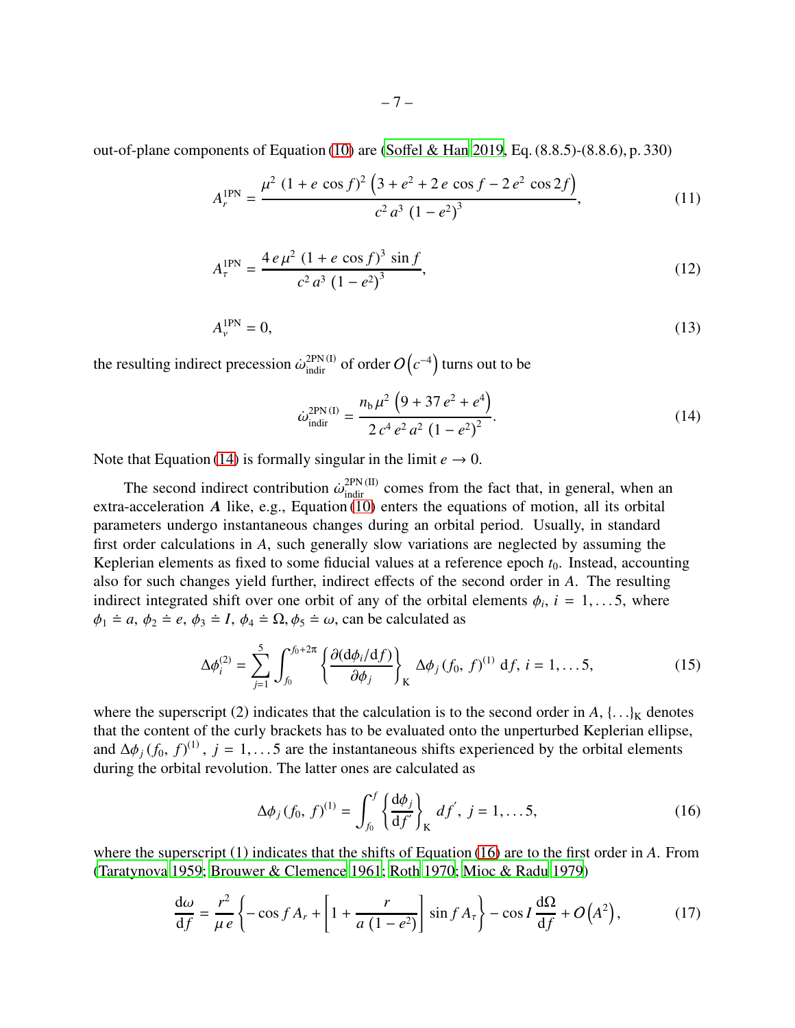out-of-plane components of Equation (10) are (Soffel & Han 2019, Eq. (8.8.5)-(8.8.6), p. 330)

$$A_r^{\mathrm{1PN}} = \frac{\mu^2\,\left(1 + e\,\cos f\right)^2\,\left(3 + e^2 + 2\,e\,\cos f - 2\,e^2\,\cos 2f\right)}{c^2\,a^3\,\left(1 - e^2\right)^3}, \tag{11}$$

$$A_\tau^{\mathrm{1PN}} = \frac{4\,e\,\mu^2\,\left(1 + e\,\cos f\right)^3\,\sin f}{c^2\,a^3\,\left(1 - e^2\right)^3}, \tag{12}$$

$$A_\nu^{\mathrm{1PN}} = 0, \tag{13}$$

the resulting indirect precession $\dot{\omega}_{\mathrm{indir}}^{\mathrm{2PN\,(I)}}$ of order $\mathcal{O}\left(c^{-4}\right)$ turns out to be

$$\dot{\omega}_{\mathrm{indir}}^{\mathrm{2PN\,(I)}} = \frac{n_{\mathrm{b}}\,\mu^2\,\left(9 + 37\,e^2 + e^4\right)}{2\,c^4\,e^2\,a^2\,\left(1 - e^2\right)^2}. \tag{14}$$

Note that Equation (14) is formally singular in the limit $e \rightarrow 0$.

The second indirect contribution $\dot{\omega}_{\mathrm{indir}}^{\mathrm{2PN\,(II)}}$ comes from the fact that, in general, when an extra-acceleration $\boldsymbol{A}$ like, e.g., Equation (10) enters the equations of motion, all its orbital parameters undergo instantaneous changes during an orbital period. Usually, in standard first order calculations in $A$, such generally slow variations are neglected by assuming the Keplerian elements as fixed to some fiducial values at a reference epoch $t_0$. Instead, accounting also for such changes yield further, indirect effects of the second order in $A$. The resulting indirect integrated shift over one orbit of any of the orbital elements $\phi_i,\ i = 1, \ldots 5$, where $\phi_1 \doteq a,\ \phi_2 \doteq e,\ \phi_3 \doteq I,\ \phi_4 \doteq \Omega, \phi_5 \doteq \omega$, can be calculated as

$$\Delta\phi_i^{(2)} = \sum_{j=1}^{5}\int_{f_0}^{f_0+2\pi}\left\{\frac{\partial(\mathrm{d}\phi_i/\mathrm{d}f)}{\partial\phi_j}\right\}_{\mathrm{K}}\,\Delta\phi_j\left(f_0,\ f\right)^{(1)}\,\mathrm{d}f,\ i = 1,\ldots 5, \tag{15}$$

where the superscript (2) indicates that the calculation is to the second order in $A$, $\{\ldots\}_{\mathrm{K}}$ denotes that the content of the curly brackets has to be evaluated onto the unperturbed Keplerian ellipse, and $\Delta\phi_j\left(f_0,\ f\right)^{(1)},\ j = 1, \ldots 5$ are the instantaneous shifts experienced by the orbital elements during the orbital revolution. The latter ones are calculated as

$$\Delta\phi_j\left(f_0,\ f\right)^{(1)} = \int_{f_0}^{f}\left\{\frac{\mathrm{d}\phi_j}{\mathrm{d}f^{'}}\right\}_{\mathrm{K}}\,df^{'},\ j = 1,\ldots 5, \tag{16}$$

where the superscript (1) indicates that the shifts of Equation (16) are to the first order in $A$. From (Taratynova 1959; Brouwer & Clemence 1961; Roth 1970; Mioc & Radu 1979)

$$\frac{\mathrm{d}\omega}{\mathrm{d}f} = \frac{r^2}{\mu\,e}\left\{-\cos f\,A_r + \left[1 + \frac{r}{a\,\left(1 - e^2\right)}\right]\,\sin f\,A_\tau\right\} - \cos I\,\frac{\mathrm{d}\Omega}{\mathrm{d}f} + \mathcal{O}\left(A^2\right), \tag{17}$$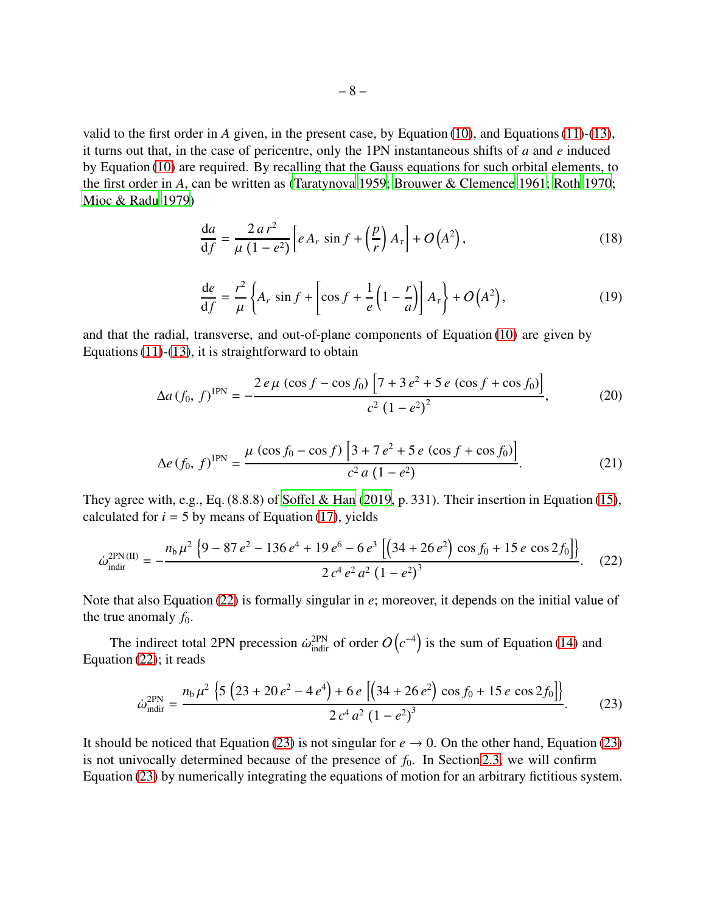valid to the first order in $A$ given, in the present case, by Equation (10), and Equations (11)-(13), it turns out that, in the case of pericentre, only the 1PN instantaneous shifts of $a$ and $e$ induced by Equation (10) are required. By recalling that the Gauss equations for such orbital elements, to the first order in $A$, can be written as (Taratynova 1959; Brouwer & Clemence 1961; Roth 1970; Mioc & Radu 1979)

$$\frac{\mathrm{d}a}{\mathrm{d}f} = \frac{2\,a\,r^2}{\mu\,(1-e^2)}\left[e\,A_r\,\sin f + \left(\frac{p}{r}\right)A_\tau\right] + \mathcal{O}\left(A^2\right), \tag{18}$$

$$\frac{\mathrm{d}e}{\mathrm{d}f} = \frac{r^2}{\mu}\left\{A_r\,\sin f + \left[\cos f + \frac{1}{e}\left(1-\frac{r}{a}\right)\right]A_\tau\right\} + \mathcal{O}\left(A^2\right), \tag{19}$$

and that the radial, transverse, and out-of-plane components of Equation (10) are given by Equations (11)-(13), it is straightforward to obtain

$$\Delta a\left(f_0,\,f\right)^{\mathrm{1PN}} = -\frac{2\,e\,\mu\,\left(\cos f - \cos f_0\right)\left[7 + 3\,e^2 + 5\,e\,\left(\cos f + \cos f_0\right)\right]}{c^2\,\left(1-e^2\right)^2}, \tag{20}$$

$$\Delta e\left(f_0,\,f\right)^{\mathrm{1PN}} = \frac{\mu\,\left(\cos f_0 - \cos f\right)\left[3 + 7\,e^2 + 5\,e\,\left(\cos f + \cos f_0\right)\right]}{c^2\,a\,\left(1-e^2\right)}. \tag{21}$$

They agree with, e.g., Eq. (8.8.8) of Soffel & Han (2019, p. 331). Their insertion in Equation (15), calculated for $i = 5$ by means of Equation (17), yields

$$\dot\omega^{\mathrm{2PN\,(II)}}_{\mathrm{indir}} = -\frac{n_\mathrm{b}\,\mu^2\left\{9 - 87\,e^2 - 136\,e^4 + 19\,e^6 - 6\,e^3\left[\left(34 + 26\,e^2\right)\cos f_0 + 15\,e\,\cos 2f_0\right]\right\}}{2\,c^4\,e^2\,a^2\,\left(1-e^2\right)^3}. \tag{22}$$

Note that also Equation (22) is formally singular in $e$; moreover, it depends on the initial value of the true anomaly $f_0$.

The indirect total 2PN precession $\dot\omega^{\mathrm{2PN}}_{\mathrm{indir}}$ of order $\mathcal{O}\left(c^{-4}\right)$ is the sum of Equation (14) and Equation (22); it reads

$$\dot\omega^{\mathrm{2PN}}_{\mathrm{indir}} = \frac{n_\mathrm{b}\,\mu^2\left\{5\left(23 + 20\,e^2 - 4\,e^4\right) + 6\,e\left[\left(34 + 26\,e^2\right)\cos f_0 + 15\,e\,\cos 2f_0\right]\right\}}{2\,c^4\,a^2\,\left(1-e^2\right)^3}. \tag{23}$$

It should be noticed that Equation (23) is not singular for $e \rightarrow 0$. On the other hand, Equation (23) is not univocally determined because of the presence of $f_0$. In Section 2.3, we will confirm Equation (23) by numerically integrating the equations of motion for an arbitrary fictitious system.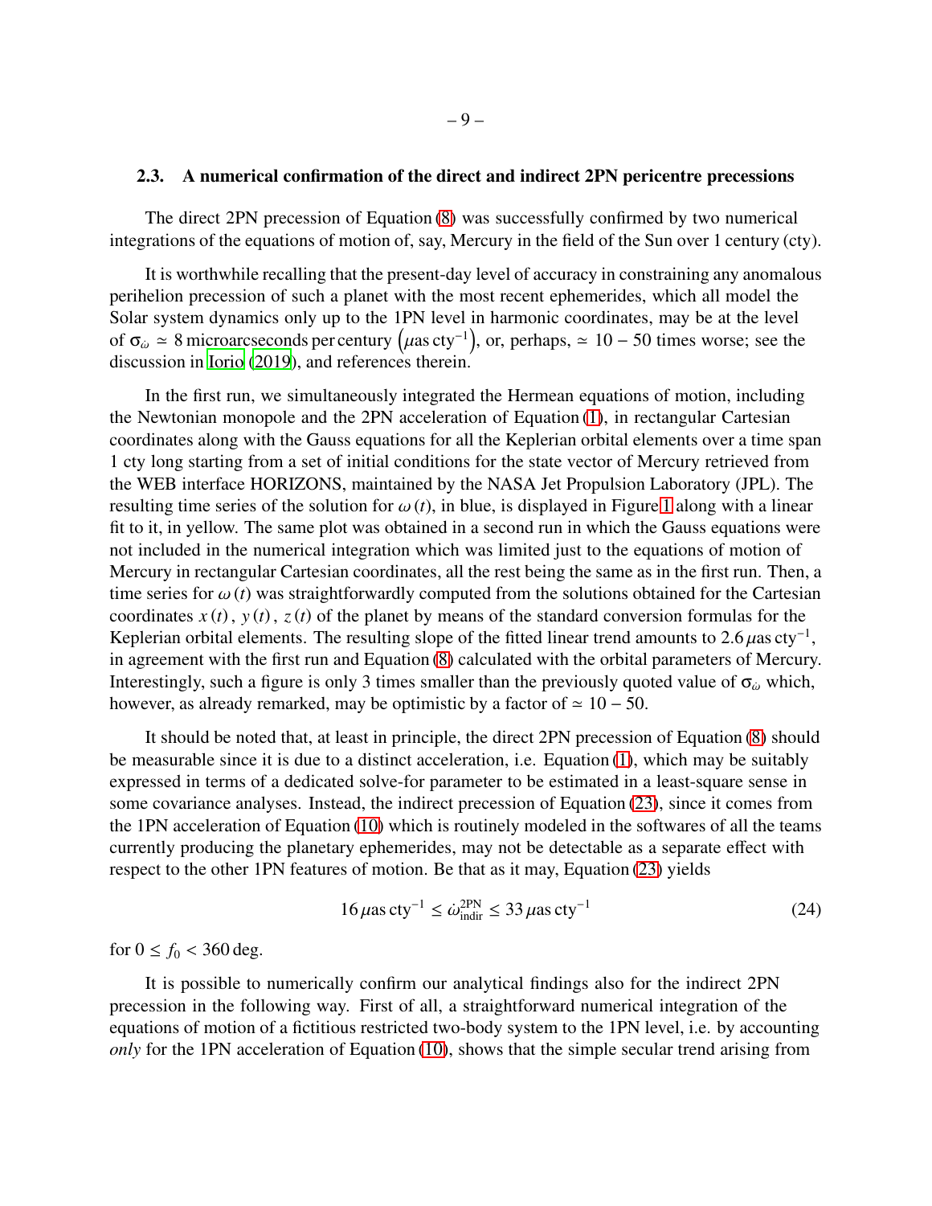### 2.3. A numerical confirmation of the direct and indirect 2PN pericentre precessions

The direct 2PN precession of Equation (8) was successfully confirmed by two numerical integrations of the equations of motion of, say, Mercury in the field of the Sun over 1 century (cty).

It is worthwhile recalling that the present-day level of accuracy in constraining any anomalous perihelion precession of such a planet with the most recent ephemerides, which all model the Solar system dynamics only up to the 1PN level in harmonic coordinates, may be at the level of $\sigma_{\dot\omega} \simeq 8$ microarcseconds per century $\left(\mu\text{as cty}^{-1}\right)$, or, perhaps, $\simeq 10 - 50$ times worse; see the discussion in Iorio (2019), and references therein.

In the first run, we simultaneously integrated the Hermean equations of motion, including the Newtonian monopole and the 2PN acceleration of Equation (1), in rectangular Cartesian coordinates along with the Gauss equations for all the Keplerian orbital elements over a time span 1 cty long starting from a set of initial conditions for the state vector of Mercury retrieved from the WEB interface HORIZONS, maintained by the NASA Jet Propulsion Laboratory (JPL). The resulting time series of the solution for $\omega(t)$, in blue, is displayed in Figure 1 along with a linear fit to it, in yellow. The same plot was obtained in a second run in which the Gauss equations were not included in the numerical integration which was limited just to the equations of motion of Mercury in rectangular Cartesian coordinates, all the rest being the same as in the first run. Then, a time series for $\omega(t)$ was straightforwardly computed from the solutions obtained for the Cartesian coordinates $x(t)$, $y(t)$, $z(t)$ of the planet by means of the standard conversion formulas for the Keplerian orbital elements. The resulting slope of the fitted linear trend amounts to $2.6\,\mu\text{as cty}^{-1}$, in agreement with the first run and Equation (8) calculated with the orbital parameters of Mercury. Interestingly, such a figure is only 3 times smaller than the previously quoted value of $\sigma_{\dot\omega}$ which, however, as already remarked, may be optimistic by a factor of $\simeq 10 - 50$.

It should be noted that, at least in principle, the direct 2PN precession of Equation (8) should be measurable since it is due to a distinct acceleration, i.e. Equation (1), which may be suitably expressed in terms of a dedicated solve-for parameter to be estimated in a least-square sense in some covariance analyses. Instead, the indirect precession of Equation (23), since it comes from the 1PN acceleration of Equation (10) which is routinely modeled in the softwares of all the teams currently producing the planetary ephemerides, may not be detectable as a separate effect with respect to the other 1PN features of motion. Be that as it may, Equation (23) yields

$$16\,\mu\text{as cty}^{-1} \leq \dot\omega^{\text{2PN}}_{\text{indir}} \leq 33\,\mu\text{as cty}^{-1} \tag{24}$$

for $0 \leq f_0 < 360\,\text{deg}$.

It is possible to numerically confirm our analytical findings also for the indirect 2PN precession in the following way. First of all, a straightforward numerical integration of the equations of motion of a fictitious restricted two-body system to the 1PN level, i.e. by accounting *only* for the 1PN acceleration of Equation (10), shows that the simple secular trend arising from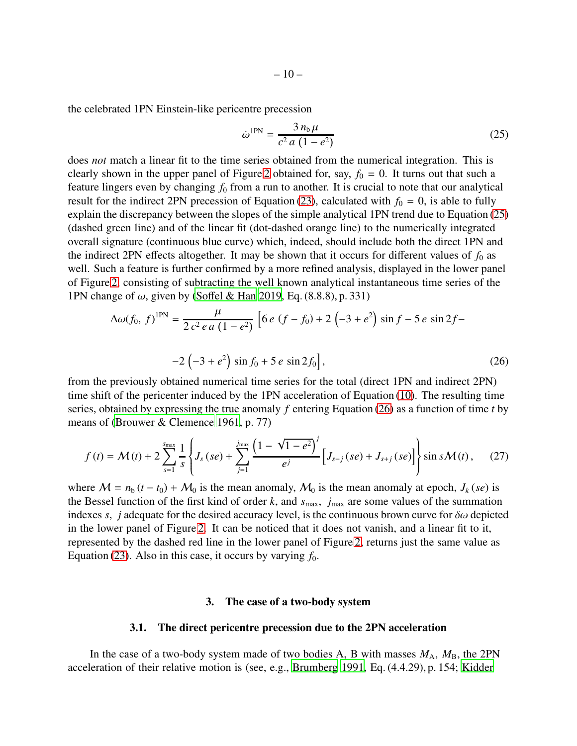the celebrated 1PN Einstein-like pericentre precession

$$\dot{\omega}^{\rm 1PN} = \frac{3\, n_{\rm b}\, \mu}{c^2\, a\, \left(1 - e^2\right)} \tag{25}$$

does *not* match a linear fit to the time series obtained from the numerical integration. This is clearly shown in the upper panel of Figure 2 obtained for, say, $f_0 = 0$. It turns out that such a feature lingers even by changing $f_0$ from a run to another. It is crucial to note that our analytical result for the indirect 2PN precession of Equation (23), calculated with $f_0 = 0$, is able to fully explain the discrepancy between the slopes of the simple analytical 1PN trend due to Equation (25) (dashed green line) and of the linear fit (dot-dashed orange line) to the numerically integrated overall signature (continuous blue curve) which, indeed, should include both the direct 1PN and the indirect 2PN effects altogether. It may be shown that it occurs for different values of $f_0$ as well. Such a feature is further confirmed by a more refined analysis, displayed in the lower panel of Figure 2, consisting of subtracting the well known analytical instantaneous time series of the 1PN change of $\omega$, given by (Soffel & Han 2019, Eq. (8.8.8), p. 331)

$$\Delta\omega\left(f_0,\, f\right)^{\rm 1PN} = \frac{\mu}{2\, c^2\, e\, a\, \left(1 - e^2\right)} \left[6\, e\, \left(f - f_0\right) + 2\left(-3 + e^2\right)\, \sin f - 5\, e\, \sin 2f - \right.$$

$$\left. -2\left(-3 + e^2\right)\, \sin f_0 + 5\, e\, \sin 2f_0\right], \tag{26}$$

from the previously obtained numerical time series for the total (direct 1PN and indirect 2PN) time shift of the pericenter induced by the 1PN acceleration of Equation (10). The resulting time series, obtained by expressing the true anomaly $f$ entering Equation (26) as a function of time $t$ by means of (Brouwer & Clemence 1961, p. 77)

$$f\left(t\right) = \mathcal{M}\left(t\right) + 2\sum_{s=1}^{s_{\rm max}} \frac{1}{s}\left\{J_s\left(se\right) + \sum_{j=1}^{j_{\rm max}} \frac{\left(1 - \sqrt{1 - e^2}\right)^j}{e^j}\left[J_{s-j}\left(se\right) + J_{s+j}\left(se\right)\right]\right\} \sin s\mathcal{M}\left(t\right), \tag{27}$$

where $\mathcal{M} = n_{\rm b}\left(t - t_0\right) + \mathcal{M}_0$ is the mean anomaly, $\mathcal{M}_0$ is the mean anomaly at epoch, $J_k\left(se\right)$ is the Bessel function of the first kind of order $k$, and $s_{\rm max},\ j_{\rm max}$ are some values of the summation indexes $s,\ j$ adequate for the desired accuracy level, is the continuous brown curve for $\delta\omega$ depicted in the lower panel of Figure 2. It can be noticed that it does not vanish, and a linear fit to it, represented by the dashed red line in the lower panel of Figure 2, returns just the same value as Equation (23). Also in this case, it occurs by varying $f_0$.

## 3. The case of a two-body system

### 3.1. The direct pericentre precession due to the 2PN acceleration

In the case of a two-body system made of two bodies A, B with masses $M_{\rm A}$, $M_{\rm B}$, the 2PN acceleration of their relative motion is (see, e.g., Brumberg 1991, Eq. (4.4.29), p. 154; Kidder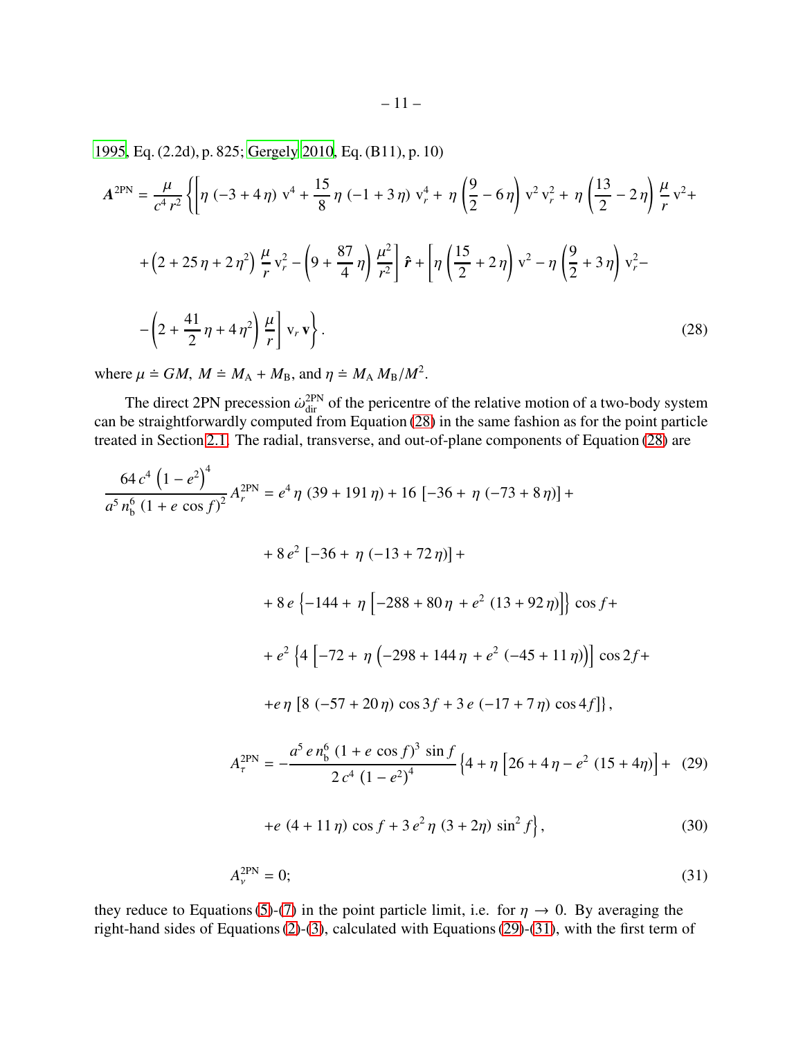1995, Eq. (2.2d), p. 825; Gergely 2010, Eq. (B11), p. 10)

$$
\begin{aligned}
\boldsymbol{A}^{\rm 2PN} = \frac{\mu}{c^4 r^2}\Bigg\{ & \left[\eta\,(-3+4\,\eta)\,{\rm v}^4 + \frac{15}{8}\,\eta\,(-1+3\,\eta)\,{\rm v}_r^4 + \eta\left(\frac{9}{2}-6\,\eta\right){\rm v}^2\,{\rm v}_r^2 + \eta\left(\frac{13}{2}-2\,\eta\right)\frac{\mu}{r}\,{\rm v}^2 + \right.\\
& \left. + \left(2+25\,\eta+2\,\eta^2\right)\frac{\mu}{r}\,{\rm v}_r^2 - \left(9+\frac{87}{4}\,\eta\right)\frac{\mu^2}{r^2}\right]\hat{\boldsymbol{r}} + \left[\eta\left(\frac{15}{2}+2\,\eta\right){\rm v}^2 - \eta\left(\frac{9}{2}+3\,\eta\right){\rm v}_r^2 - \right.\\
& \left. - \left(2+\frac{41}{2}\,\eta+4\,\eta^2\right)\frac{\mu}{r}\right]{\rm v}_r\,\boldsymbol{\rm v}\Bigg\}. 
\end{aligned}
\tag{28}
$$

where $\mu \doteq GM$, $M \doteq M_{\rm A} + M_{\rm B}$, and $\eta \doteq M_{\rm A}\,M_{\rm B}/M^2$.

The direct 2PN precession $\dot{\omega}^{\rm 2PN}_{\rm dir}$ of the pericentre of the relative motion of a two-body system can be straightforwardly computed from Equation (28) in the same fashion as for the point particle treated in Section 2.1. The radial, transverse, and out-of-plane components of Equation (28) are

$$
\begin{aligned}
\frac{64\,c^4\left(1-e^2\right)^4}{a^5\,n_{\rm b}^6\,(1+e\,\cos f)^2}\,A_r^{\rm 2PN} = {} & e^4\,\eta\,(39+191\,\eta) + 16\,[-36+\eta\,(-73+8\,\eta)] + \\
& + 8\,e^2\,[-36+\eta\,(-13+72\,\eta)] + \\
& + 8\,e\left\{-144+\eta\left[-288+80\,\eta+e^2\,(13+92\,\eta)\right]\right\}\cos f + \\
& + e^2\left\{4\left[-72+\eta\left(-298+144\,\eta+e^2\,(-45+11\,\eta)\right)\right]\cos 2f + \right.\\
& \left. + e\,\eta\,[8\,(-57+20\,\eta)\cos 3f + 3\,e\,(-17+7\,\eta)\cos 4f]\right\},
\end{aligned}
$$

$$
A_\tau^{\rm 2PN} = -\frac{a^5\,e\,n_{\rm b}^6\,(1+e\,\cos f)^3\,\sin f}{2\,c^4\,(1-e^2)^4}\left\{4+\eta\left[26+4\,\eta-e^2\,(15+4\eta)\right] + \right. \tag{29}
$$

$$
\left. + e\,(4+11\,\eta)\cos f + 3\,e^2\,\eta\,(3+2\eta)\,\sin^2 f\right\}, \tag{30}
$$

$$
A_\nu^{\rm 2PN} = 0; \tag{31}
$$

they reduce to Equations (5)-(7) in the point particle limit, i.e. for $\eta \rightarrow 0$. By averaging the right-hand sides of Equations (2)-(3), calculated with Equations (29)-(31), with the first term of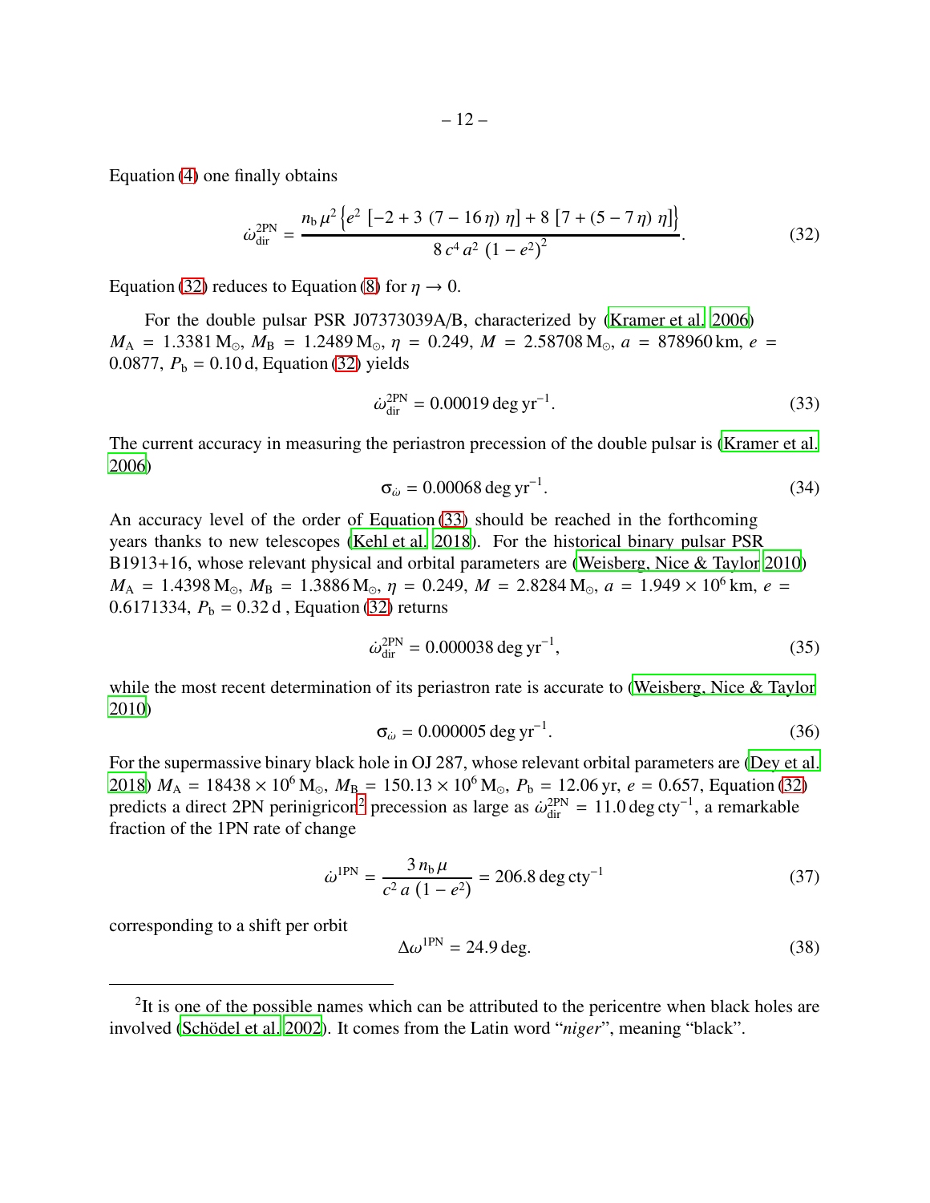Equation (4) one finally obtains

$$\dot{\omega}_{\rm dir}^{\rm 2PN} = \frac{n_{\rm b}\,\mu^2 \left\{e^2\,\left[-2 + 3\,\left(7 - 16\,\eta\right)\,\eta\right] + 8\,\left[7 + \left(5 - 7\,\eta\right)\,\eta\right]\right\}}{8\,c^4\,a^2\,\left(1 - e^2\right)^2}. \tag{32}$$

Equation (32) reduces to Equation (8) for $\eta \rightarrow 0$.

For the double pulsar PSR J07373039A/B, characterized by (Kramer et al. 2006) $M_{\rm A} = 1.3381\,{\rm M}_\odot$, $M_{\rm B} = 1.2489\,{\rm M}_\odot$, $\eta = 0.249$, $M = 2.58708\,{\rm M}_\odot$, $a = 878960\,{\rm km}$, $e = 0.0877$, $P_{\rm b} = 0.10\,{\rm d}$, Equation (32) yields

$$\dot{\omega}_{\rm dir}^{\rm 2PN} = 0.00019\,{\rm deg\,yr}^{-1}. \tag{33}$$

The current accuracy in measuring the periastron precession of the double pulsar is (Kramer et al. 2006)

$$\sigma_{\dot{\omega}} = 0.00068\,{\rm deg\,yr}^{-1}. \tag{34}$$

An accuracy level of the order of Equation (33) should be reached in the forthcoming years thanks to new telescopes (Kehl et al. 2018). For the historical binary pulsar PSR B1913+16, whose relevant physical and orbital parameters are (Weisberg, Nice & Taylor 2010) $M_{\rm A} = 1.4398\,{\rm M}_\odot$, $M_{\rm B} = 1.3886\,{\rm M}_\odot$, $\eta = 0.249$, $M = 2.8284\,{\rm M}_\odot$, $a = 1.949 \times 10^6\,{\rm km}$, $e = 0.6171334$, $P_{\rm b} = 0.32\,{\rm d}$ , Equation (32) returns

$$\dot{\omega}_{\rm dir}^{\rm 2PN} = 0.000038\,{\rm deg\,yr}^{-1}, \tag{35}$$

while the most recent determination of its periastron rate is accurate to (Weisberg, Nice & Taylor 2010)

$$\sigma_{\dot{\omega}} = 0.000005\,{\rm deg\,yr}^{-1}. \tag{36}$$

For the supermassive binary black hole in OJ 287, whose relevant orbital parameters are (Dey et al. 2018) $M_{\rm A} = 18438 \times 10^6\,{\rm M}_\odot$, $M_{\rm B} = 150.13 \times 10^6\,{\rm M}_\odot$, $P_{\rm b} = 12.06\,{\rm yr}$, $e = 0.657$, Equation (32) predicts a direct 2PN perinigricon[2] precession as large as $\dot{\omega}_{\rm dir}^{\rm 2PN} = 11.0\,{\rm deg\,cty}^{-1}$, a remarkable fraction of the 1PN rate of change

$$\dot{\omega}^{\rm 1PN} = \frac{3\,n_{\rm b}\,\mu}{c^2\,a\,\left(1 - e^2\right)} = 206.8\,{\rm deg\,cty}^{-1} \tag{37}$$

corresponding to a shift per orbit

$$\Delta\omega^{\rm 1PN} = 24.9\,{\rm deg}. \tag{38}$$

[2] It is one of the possible names which can be attributed to the pericentre when black holes are involved (Schödel et al. 2002). It comes from the Latin word "*niger*", meaning "black".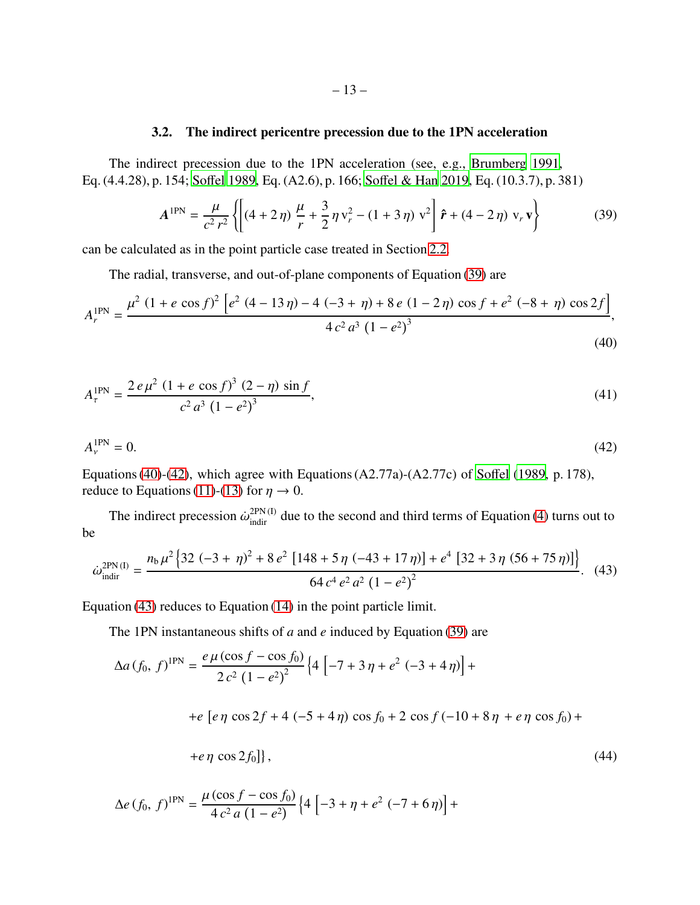### 3.2. The indirect pericentre precession due to the 1PN acceleration

The indirect precession due to the 1PN acceleration (see, e.g., Brumberg 1991, Eq. (4.4.28), p. 154; Soffel 1989, Eq. (A2.6), p. 166; Soffel & Han 2019, Eq. (10.3.7), p. 381)

$$\boldsymbol{A}^{\mathrm{1PN}} = \frac{\mu}{c^2\, r^2}\left\{\left[(4+2\,\eta)\,\frac{\mu}{r} + \frac{3}{2}\,\eta\,\mathrm{v}_r^2 - (1+3\,\eta)\,\mathrm{v}^2\right]\boldsymbol{\hat{r}} + (4-2\,\eta)\,\mathrm{v}_r\,\mathbf{v}\right\} \tag{39}$$

can be calculated as in the point particle case treated in Section 2.2.

The radial, transverse, and out-of-plane components of Equation (39) are

$$A_r^{\mathrm{1PN}} = \frac{\mu^2\,(1+e\,\cos f)^2\left[e^2\,(4-13\,\eta) - 4\,(-3+\,\eta) + 8\,e\,(1-2\,\eta)\,\cos f + e^2\,(-8+\,\eta)\,\cos 2f\right]}{4\,c^2\,a^3\,(1-e^2)^3}, \tag{40}$$

$$A_\tau^{\mathrm{1PN}} = \frac{2\,e\,\mu^2\,(1+e\,\cos f)^3\,(2-\eta)\,\sin f}{c^2\,a^3\,(1-e^2)^3}, \tag{41}$$

$$A_\nu^{\mathrm{1PN}} = 0. \tag{42}$$

Equations (40)-(42), which agree with Equations (A2.77a)-(A2.77c) of Soffel (1989, p. 178), reduce to Equations (11)-(13) for $\eta \rightarrow 0$.

The indirect precession $\dot{\omega}_{\mathrm{indir}}^{\mathrm{2PN\,(I)}}$ due to the second and third terms of Equation (4) turns out to be

$$\dot{\omega}_{\mathrm{indir}}^{\mathrm{2PN\,(I)}} = \frac{n_{\mathrm{b}}\,\mu^2\left\{32\,(-3+\,\eta)^2 + 8\,e^2\,\left[148+5\,\eta\,(-43+17\,\eta)\right] + e^4\,\left[32+3\,\eta\,(56+75\,\eta)\right]\right\}}{64\,c^4\,e^2\,a^2\,(1-e^2)^2}. \tag{43}$$

Equation (43) reduces to Equation (14) in the point particle limit.

The 1PN instantaneous shifts of $a$ and $e$ induced by Equation (39) are

$$\begin{aligned}\Delta a\,(f_0,\,f)^{\mathrm{1PN}} = {} & \frac{e\,\mu\,(\cos f - \cos f_0)}{2\,c^2\,(1-e^2)^2}\left\{4\left[-7+3\,\eta + e^2\,(-3+4\,\eta)\right] + \right. \\ & +e\,\left[e\,\eta\,\cos 2f + 4\,(-5+4\,\eta)\,\cos f_0 + 2\,\cos f\,(-10+8\,\eta\,+e\,\eta\,\cos f_0) + \right. \\ & \left.\left. +e\,\eta\,\cos 2f_0\right]\right\},\end{aligned} \tag{44}$$

$$\Delta e\,(f_0,\,f)^{\mathrm{1PN}} = \frac{\mu\,(\cos f - \cos f_0)}{4\,c^2\,a\,(1-e^2)}\left\{4\left[-3+\eta + e^2\,(-7+6\,\eta)\right] + \right.$$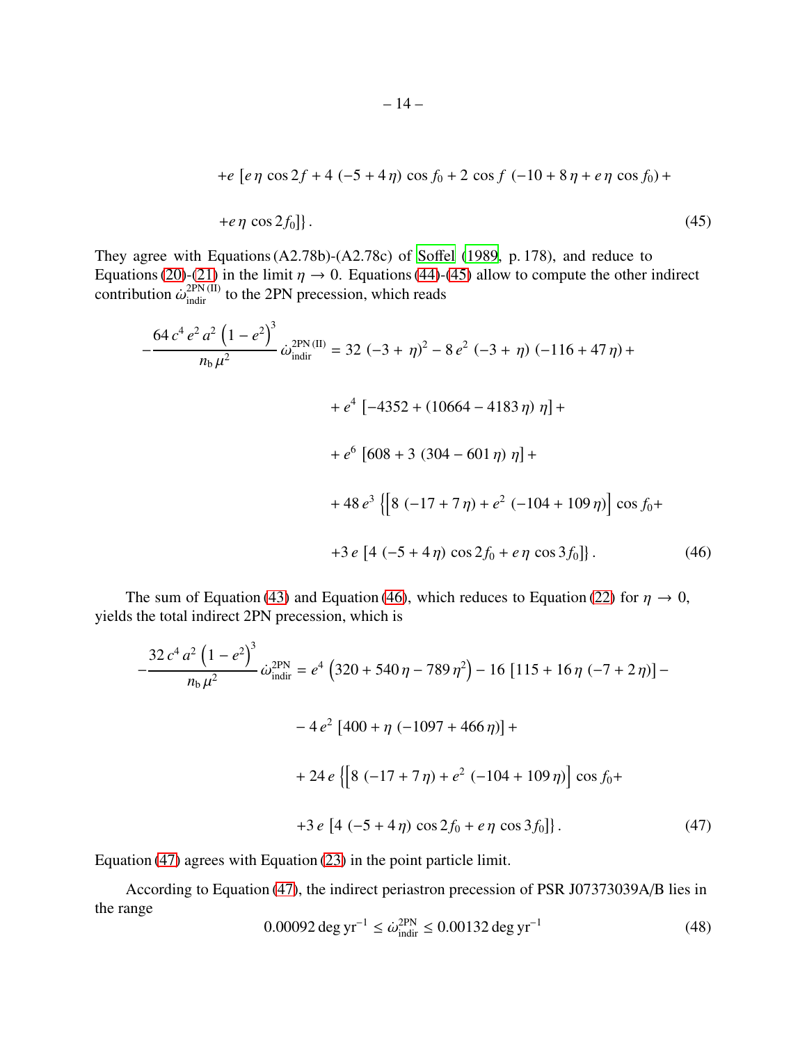$$+e\,\left[e\,\eta\,\cos 2f + 4\,(-5+4\,\eta)\,\cos f_0 + 2\,\cos f\,\left(-10+8\,\eta+e\,\eta\,\cos f_0\right)+\right.$$

$$\left.+e\,\eta\,\cos 2f_0\right]\Big\}\,. \tag{45}$$

They agree with Equations (A2.78b)-(A2.78c) of Soffel (1989, p. 178), and reduce to Equations (20)-(21) in the limit $\eta \to 0$. Equations (44)-(45) allow to compute the other indirect contribution $\dot{\omega}_{\rm indir}^{\rm 2PN\,(II)}$ to the 2PN precession, which reads

$$
\begin{aligned}
-\frac{64\,c^4\,e^2\,a^2\,\left(1-e^2\right)^3}{n_{\rm b}\,\mu^2}\,\dot{\omega}_{\rm indir}^{\rm 2PN\,(II)} = {} & 32\,(-3+\,\eta)^2 - 8\,e^2\,(-3+\,\eta)\,(-116+47\,\eta)+ \\
& + e^4\,\left[-4352+(10664-4183\,\eta)\,\eta\right]+ \\
& + e^6\,\left[608+3\,(304-601\,\eta)\,\eta\right]+ \\
& + 48\,e^3\,\Big\{\left[8\,(-17+7\,\eta)+e^2\,(-104+109\,\eta)\right]\cos f_0 + \\
& +3\,e\,\left[4\,(-5+4\,\eta)\,\cos 2f_0 + e\,\eta\,\cos 3f_0\right]\Big\}\,.
\end{aligned}
\tag{46}
$$

The sum of Equation (43) and Equation (46), which reduces to Equation (22) for $\eta \to 0$, yields the total indirect 2PN precession, which is

$$
\begin{aligned}
-\frac{32\,c^4\,a^2\,\left(1-e^2\right)^3}{n_{\rm b}\,\mu^2}\,\dot{\omega}_{\rm indir}^{\rm 2PN} = {} & e^4\,\left(320+540\,\eta-789\,\eta^2\right) - 16\,\left[115+16\,\eta\,(-7+2\,\eta)\right]- \\
& - 4\,e^2\,\left[400+\eta\,(-1097+466\,\eta)\right]+ \\
& + 24\,e\,\Big\{\left[8\,(-17+7\,\eta)+e^2\,(-104+109\,\eta)\right]\cos f_0 + \\
& +3\,e\,\left[4\,(-5+4\,\eta)\,\cos 2f_0 + e\,\eta\,\cos 3f_0\right]\Big\}\,.
\end{aligned}
\tag{47}
$$

Equation (47) agrees with Equation (23) in the point particle limit.

According to Equation (47), the indirect periastron precession of PSR J07373039A/B lies in the range

$$0.00092\,{\rm deg\,yr^{-1}} \leq \dot{\omega}_{\rm indir}^{\rm 2PN} \leq 0.00132\,{\rm deg\,yr^{-1}} \tag{48}$$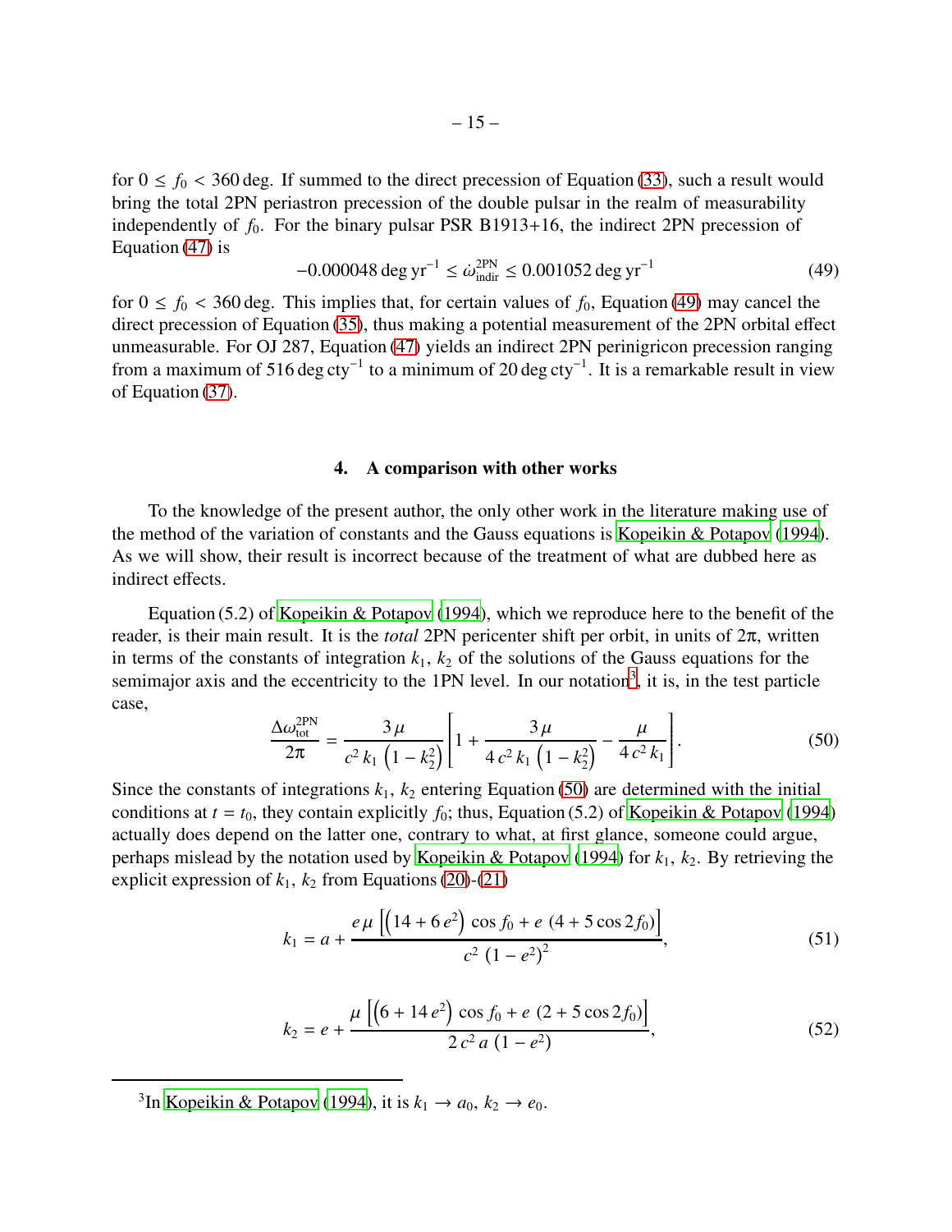for $0 \leq f_0 < 360$ deg. If summed to the direct precession of Equation (33), such a result would bring the total 2PN periastron precession of the double pulsar in the realm of measurability independently of $f_0$. For the binary pulsar PSR B1913+16, the indirect 2PN precession of Equation (47) is

$$-0.000048 \,\mathrm{deg\,yr^{-1}} \leq \dot{\omega}^{\mathrm{2PN}}_{\mathrm{indir}} \leq 0.001052 \,\mathrm{deg\,yr^{-1}} \tag{49}$$

for $0 \leq f_0 < 360$ deg. This implies that, for certain values of $f_0$, Equation (49) may cancel the direct precession of Equation (35), thus making a potential measurement of the 2PN orbital effect unmeasurable. For OJ 287, Equation (47) yields an indirect 2PN perinigricon precession ranging from a maximum of $516 \,\mathrm{deg\,cty^{-1}}$ to a minimum of $20 \,\mathrm{deg\,cty^{-1}}$. It is a remarkable result in view of Equation (37).

## 4. A comparison with other works

To the knowledge of the present author, the only other work in the literature making use of the method of the variation of constants and the Gauss equations is Kopeikin & Potapov (1994). As we will show, their result is incorrect because of the treatment of what are dubbed here as indirect effects.

Equation (5.2) of Kopeikin & Potapov (1994), which we reproduce here to the benefit of the reader, is their main result. It is the *total* 2PN pericenter shift per orbit, in units of $2\pi$, written in terms of the constants of integration $k_1$, $k_2$ of the solutions of the Gauss equations for the semimajor axis and the eccentricity to the 1PN level. In our notation[3], it is, in the test particle case,

$$\frac{\Delta\omega^{\mathrm{2PN}}_{\mathrm{tot}}}{2\pi} = \frac{3\mu}{c^2 k_1 \left(1 - k_2^2\right)}\left[1 + \frac{3\mu}{4c^2 k_1 \left(1 - k_2^2\right)} - \frac{\mu}{4c^2 k_1}\right]. \tag{50}$$

Since the constants of integrations $k_1$, $k_2$ entering Equation (50) are determined with the initial conditions at $t = t_0$, they contain explicitly $f_0$; thus, Equation (5.2) of Kopeikin & Potapov (1994) actually does depend on the latter one, contrary to what, at first glance, someone could argue, perhaps mislead by the notation used by Kopeikin & Potapov (1994) for $k_1$, $k_2$. By retrieving the explicit expression of $k_1$, $k_2$ from Equations (20)-(21)

$$k_1 = a + \frac{e\mu\left[\left(14 + 6e^2\right)\cos f_0 + e\,\left(4 + 5\cos 2f_0\right)\right]}{c^2\,\left(1 - e^2\right)^2}, \tag{51}$$

$$k_2 = e + \frac{\mu\left[\left(6 + 14e^2\right)\cos f_0 + e\,\left(2 + 5\cos 2f_0\right)\right]}{2c^2 a\left(1 - e^2\right)}, \tag{52}$$

[3] In Kopeikin & Potapov (1994), it is $k_1 \to a_0$, $k_2 \to e_0$.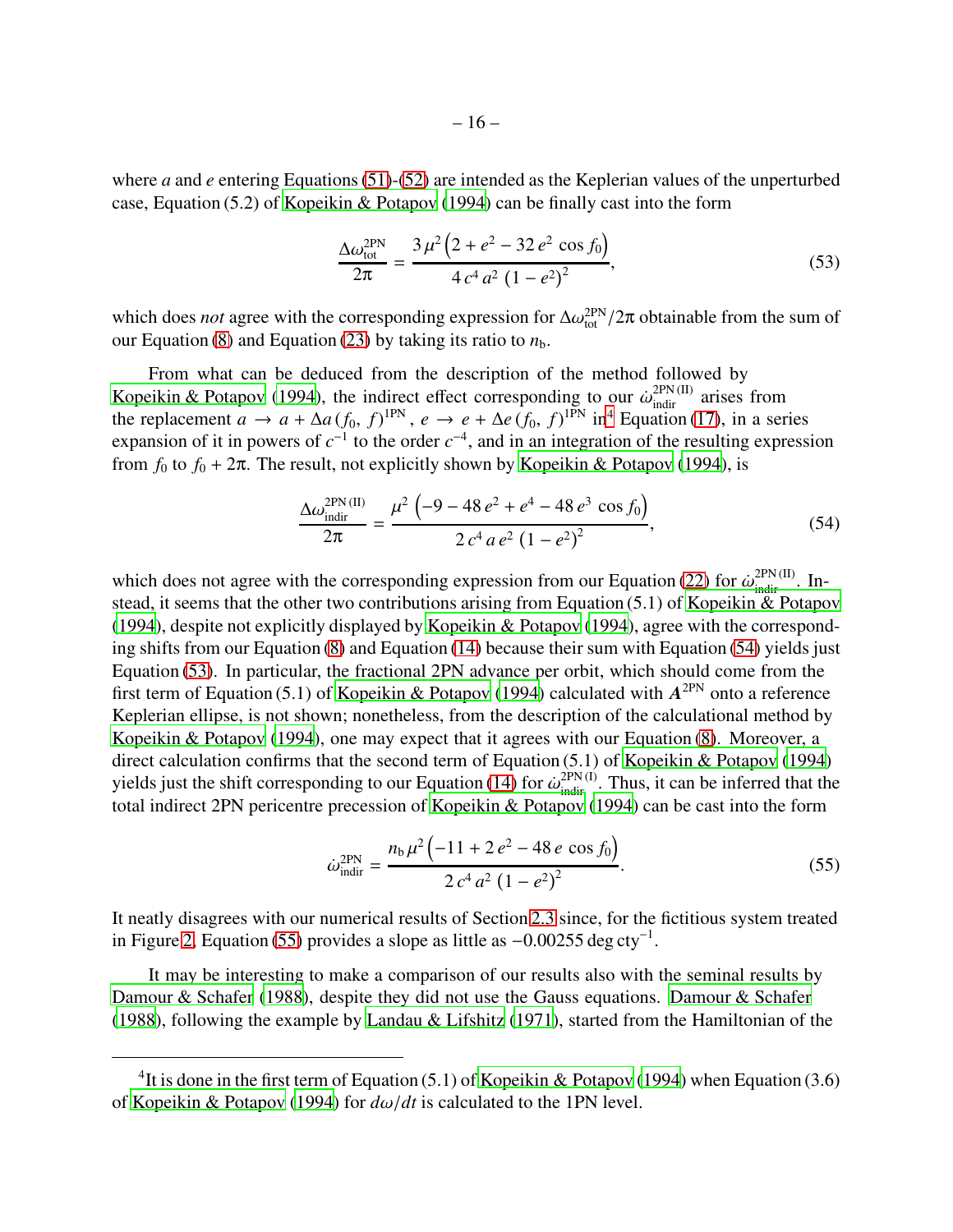where $a$ and $e$ entering Equations (51)-(52) are intended as the Keplerian values of the unperturbed case, Equation (5.2) of Kopeikin & Potapov (1994) can be finally cast into the form

$$
\frac{\Delta\omega_{\rm tot}^{\rm 2PN}}{2\pi} = \frac{3\,\mu^2\left(2 + e^2 - 32\,e^2\,\cos f_0\right)}{4\,c^4\,a^2\,\left(1 - e^2\right)^2}, \tag{53}
$$

which does *not* agree with the corresponding expression for $\Delta\omega_{\rm tot}^{\rm 2PN}/2\pi$ obtainable from the sum of our Equation (8) and Equation (23) by taking its ratio to $n_{\rm b}$.

From what can be deduced from the description of the method followed by Kopeikin & Potapov (1994), the indirect effect corresponding to our $\dot\omega_{\rm indir}^{\rm 2PN\,(II)}$ arises from the replacement $a \rightarrow a + \Delta a\,(f_0,\, f)^{\rm 1PN}$, $e \rightarrow e + \Delta e\,(f_0,\, f)^{\rm 1PN}$ in[4] Equation (17), in a series expansion of it in powers of $c^{-1}$ to the order $c^{-4}$, and in an integration of the resulting expression from $f_0$ to $f_0 + 2\pi$. The result, not explicitly shown by Kopeikin & Potapov (1994), is

$$
\frac{\Delta\omega_{\rm indir}^{\rm 2PN\,(II)}}{2\pi} = \frac{\mu^2\,\left(-9 - 48\,e^2 + e^4 - 48\,e^3\,\cos f_0\right)}{2\,c^4\,a\,e^2\,\left(1 - e^2\right)^2}, \tag{54}
$$

which does not agree with the corresponding expression from our Equation (22) for $\dot\omega_{\rm indir}^{\rm 2PN\,(II)}$. Instead, it seems that the other two contributions arising from Equation (5.1) of Kopeikin & Potapov (1994), despite not explicitly displayed by Kopeikin & Potapov (1994), agree with the corresponding shifts from our Equation (8) and Equation (14) because their sum with Equation (54) yields just Equation (53). In particular, the fractional 2PN advance per orbit, which should come from the first term of Equation (5.1) of Kopeikin & Potapov (1994) calculated with $\boldsymbol{A}^{\rm 2PN}$ onto a reference Keplerian ellipse, is not shown; nonetheless, from the description of the calculational method by Kopeikin & Potapov (1994), one may expect that it agrees with our Equation (8). Moreover, a direct calculation confirms that the second term of Equation (5.1) of Kopeikin & Potapov (1994) yields just the shift corresponding to our Equation (14) for $\dot\omega_{\rm indir}^{\rm 2PN\,(I)}$. Thus, it can be inferred that the total indirect 2PN pericentre precession of Kopeikin & Potapov (1994) can be cast into the form

$$
\dot\omega_{\rm indir}^{\rm 2PN} = \frac{n_{\rm b}\,\mu^2\left(-11 + 2\,e^2 - 48\,e\,\cos f_0\right)}{2\,c^4\,a^2\,\left(1 - e^2\right)^2}. \tag{55}
$$

It neatly disagrees with our numerical results of Section 2.3 since, for the fictitious system treated in Figure 2, Equation (55) provides a slope as little as $-0.00255\,{\rm deg\,cty^{-1}}$.

It may be interesting to make a comparison of our results also with the seminal results by Damour & Schafer (1988), despite they did not use the Gauss equations. Damour & Schafer (1988), following the example by Landau & Lifshitz (1971), started from the Hamiltonian of the

[4] It is done in the first term of Equation (5.1) of Kopeikin & Potapov (1994) when Equation (3.6) of Kopeikin & Potapov (1994) for $d\omega/dt$ is calculated to the 1PN level.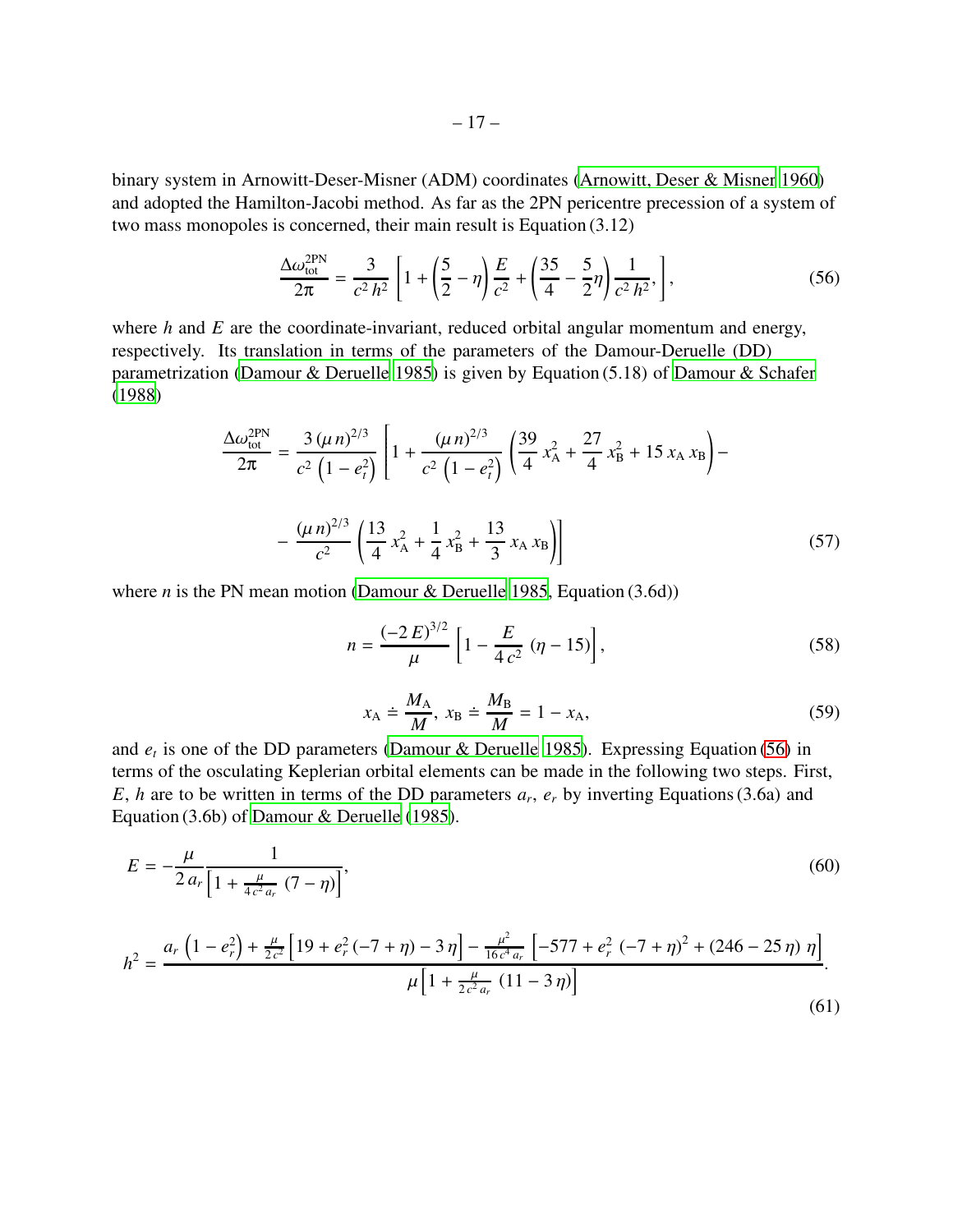binary system in Arnowitt-Deser-Misner (ADM) coordinates (Arnowitt, Deser & Misner 1960) and adopted the Hamilton-Jacobi method. As far as the 2PN pericentre precession of a system of two mass monopoles is concerned, their main result is Equation (3.12)

$$\frac{\Delta\omega_{\rm tot}^{\rm 2PN}}{2\pi} = \frac{3}{c^2\, h^2}\left[1 + \left(\frac{5}{2} - \eta\right)\frac{E}{c^2} + \left(\frac{35}{4} - \frac{5}{2}\eta\right)\frac{1}{c^2\, h^2},\right], \tag{56}$$

where $h$ and $E$ are the coordinate-invariant, reduced orbital angular momentum and energy, respectively. Its translation in terms of the parameters of the Damour-Deruelle (DD) parametrization (Damour & Deruelle 1985) is given by Equation (5.18) of Damour & Schafer (1988)

$$\frac{\Delta\omega_{\rm tot}^{\rm 2PN}}{2\pi} = \frac{3\,(\mu\, n)^{2/3}}{c^2\left(1 - e_t^2\right)}\left[1 + \frac{(\mu\, n)^{2/3}}{c^2\left(1 - e_t^2\right)}\left(\frac{39}{4}\, x_{\rm A}^2 + \frac{27}{4}\, x_{\rm B}^2 + 15\, x_{\rm A}\, x_{\rm B}\right) - \right.$$

$$\left. - \frac{(\mu\, n)^{2/3}}{c^2}\left(\frac{13}{4}\, x_{\rm A}^2 + \frac{1}{4}\, x_{\rm B}^2 + \frac{13}{3}\, x_{\rm A}\, x_{\rm B}\right)\right] \tag{57}$$

where $n$ is the PN mean motion (Damour & Deruelle 1985, Equation (3.6d))

$$n = \frac{(-2\, E)^{3/2}}{\mu}\left[1 - \frac{E}{4\, c^2}\,(\eta - 15)\right], \tag{58}$$

$$x_{\rm A} \doteq \frac{M_{\rm A}}{M},\; x_{\rm B} \doteq \frac{M_{\rm B}}{M} = 1 - x_{\rm A}, \tag{59}$$

and $e_t$ is one of the DD parameters (Damour & Deruelle 1985). Expressing Equation (56) in terms of the osculating Keplerian orbital elements can be made in the following two steps. First, $E$, $h$ are to be written in terms of the DD parameters $a_r$, $e_r$ by inverting Equations (3.6a) and Equation (3.6b) of Damour & Deruelle (1985).

$$E = -\frac{\mu}{2\, a_r}\frac{1}{\left[1 + \frac{\mu}{4\, c^2\, a_r}\,(7 - \eta)\right]}, \tag{60}$$

$$h^2 = \frac{a_r\left(1 - e_r^2\right) + \frac{\mu}{2\, c^2}\left[19 + e_r^2\,(-7 + \eta) - 3\,\eta\right] - \frac{\mu^2}{16\, c^4\, a_r}\left[-577 + e_r^2\,(-7 + \eta)^2 + (246 - 25\,\eta)\,\eta\right]}{\mu\left[1 + \frac{\mu}{2\, c^2\, a_r}\,(11 - 3\,\eta)\right]}. \tag{61}$$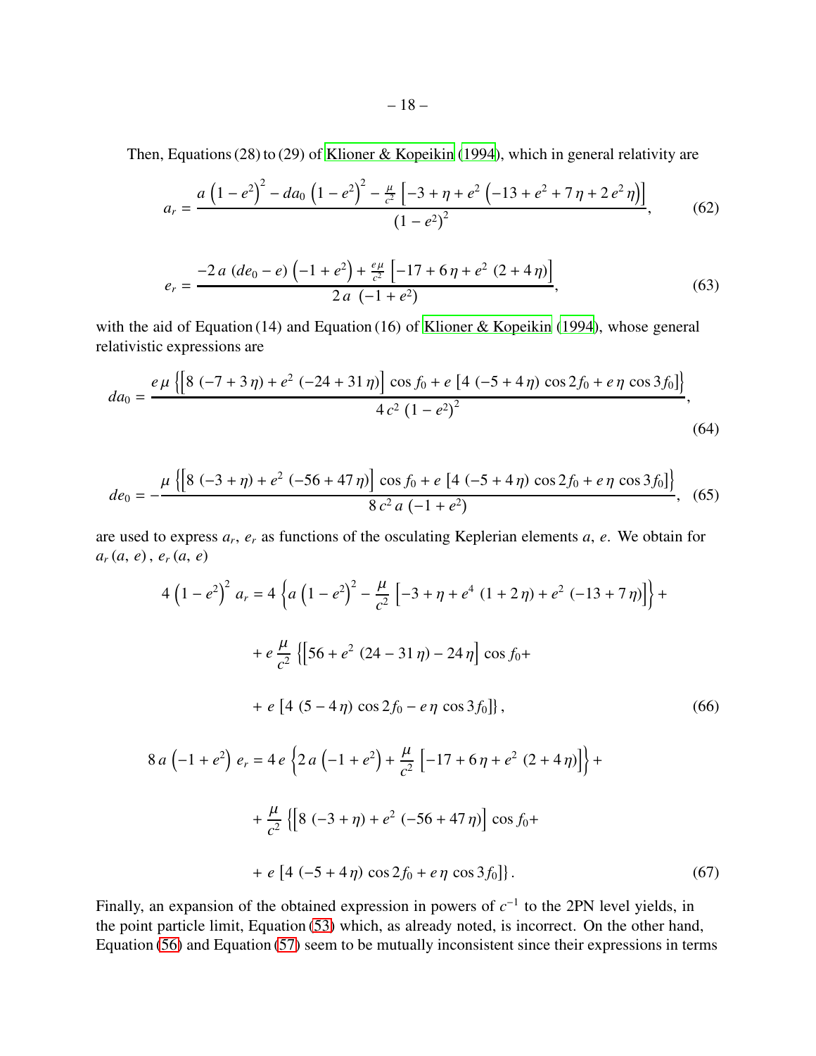Then, Equations (28) to (29) of Klioner & Kopeikin (1994), which in general relativity are

$$a_r = \frac{a\left(1-e^2\right)^2 - da_0\left(1-e^2\right)^2 - \frac{\mu}{c^2}\left[-3+\eta+e^2\left(-13+e^2+7\,\eta+2\,e^2\,\eta\right)\right]}{\left(1-e^2\right)^2}, \tag{62}$$

$$e_r = \frac{-2\,a\,(de_0-e)\left(-1+e^2\right) + \frac{e\,\mu}{c^2}\left[-17+6\,\eta+e^2\,(2+4\,\eta)\right]}{2\,a\,\left(-1+e^2\right)}, \tag{63}$$

with the aid of Equation (14) and Equation (16) of Klioner & Kopeikin (1994), whose general relativistic expressions are

$$da_0 = \frac{e\,\mu\left\{\left[8\,(-7+3\,\eta)+e^2\,(-24+31\,\eta)\right]\cos f_0 + e\left[4\,(-5+4\,\eta)\cos 2f_0 + e\,\eta\,\cos 3f_0\right]\right\}}{4\,c^2\,\left(1-e^2\right)^2}, \tag{64}$$

$$de_0 = -\frac{\mu\left\{\left[8\,(-3+\eta)+e^2\,(-56+47\,\eta)\right]\cos f_0 + e\left[4\,(-5+4\,\eta)\cos 2f_0 + e\,\eta\,\cos 3f_0\right]\right\}}{8\,c^2\,a\,\left(-1+e^2\right)}, \tag{65}$$

are used to express $a_r,\ e_r$ as functions of the osculating Keplerian elements $a,\ e$. We obtain for $a_r\,(a,\ e)\,,\ e_r\,(a,\ e)$

$$\begin{aligned}
4\left(1-e^2\right)^2 a_r = {} & 4\left\{a\left(1-e^2\right)^2 - \frac{\mu}{c^2}\left[-3+\eta+e^4\,(1+2\,\eta)+e^2\,(-13+7\,\eta)\right]\right\} + \\
& + e\,\frac{\mu}{c^2}\left\{\left[56+e^2\,(24-31\,\eta)-24\,\eta\right]\cos f_0 + \right. \\
& \left. + e\left[4\,(5-4\,\eta)\cos 2f_0 - e\,\eta\,\cos 3f_0\right]\right\},
\end{aligned} \tag{66}$$

$$\begin{aligned}
8\,a\left(-1+e^2\right) e_r = {} & 4\,e\left\{2\,a\left(-1+e^2\right) + \frac{\mu}{c^2}\left[-17+6\,\eta+e^2\,(2+4\,\eta)\right]\right\} + \\
& + \frac{\mu}{c^2}\left\{\left[8\,(-3+\eta)+e^2\,(-56+47\,\eta)\right]\cos f_0 + \right. \\
& \left. + e\left[4\,(-5+4\,\eta)\cos 2f_0 + e\,\eta\,\cos 3f_0\right]\right\}.
\end{aligned} \tag{67}$$

Finally, an expansion of the obtained expression in powers of $c^{-1}$ to the 2PN level yields, in the point particle limit, Equation (53) which, as already noted, is incorrect. On the other hand, Equation (56) and Equation (57) seem to be mutually inconsistent since their expressions in terms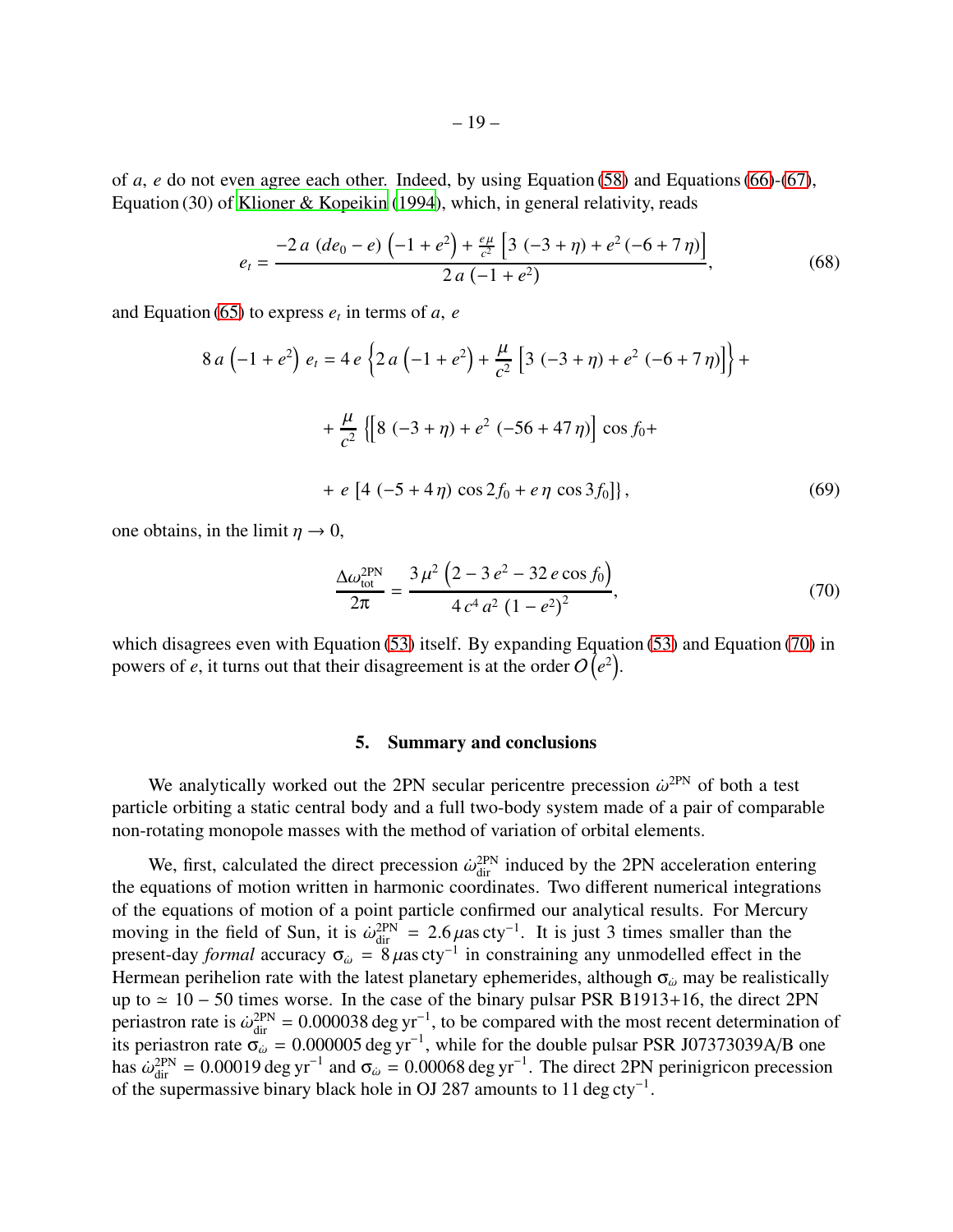of $a$, $e$ do not even agree each other. Indeed, by using Equation (58) and Equations (66)-(67), Equation (30) of Klioner & Kopeikin (1994), which, in general relativity, reads

$$
e_t = \frac{-2\,a\,(de_0 - e)\left(-1 + e^2\right) + \frac{e\mu}{c^2}\left[3\,(-3+\eta) + e^2\,(-6 + 7\,\eta)\right]}{2\,a\,(-1 + e^2)}, \tag{68}
$$

and Equation (65) to express $e_t$ in terms of $a$, $e$

$$
\begin{aligned}
8\,a\left(-1 + e^2\right)\,e_t = {} & 4\,e\left\{2\,a\left(-1 + e^2\right) + \frac{\mu}{c^2}\left[3\,(-3+\eta) + e^2\,(-6 + 7\,\eta)\right]\right\} + \\
& + \frac{\mu}{c^2}\left\{\left[8\,(-3+\eta) + e^2\,(-56 + 47\,\eta)\right]\cos f_0 + \right. \\
& \left. + \,e\,\left[4\,(-5 + 4\,\eta)\cos 2f_0 + e\,\eta\,\cos 3f_0\right]\right\},
\end{aligned} \tag{69}
$$

one obtains, in the limit $\eta \rightarrow 0$,

$$
\frac{\Delta\omega^{\mathrm{2PN}}_{\mathrm{tot}}}{2\pi} = \frac{3\,\mu^2\left(2 - 3\,e^2 - 32\,e\cos f_0\right)}{4\,c^4\,a^2\,\left(1 - e^2\right)^2}, \tag{70}
$$

which disagrees even with Equation (53) itself. By expanding Equation (53) and Equation (70) in powers of $e$, it turns out that their disagreement is at the order $\mathcal{O}\left(e^2\right)$.

## 5. Summary and conclusions

We analytically worked out the 2PN secular pericentre precession $\dot{\omega}^{\mathrm{2PN}}$ of both a test particle orbiting a static central body and a full two-body system made of a pair of comparable non-rotating monopole masses with the method of variation of orbital elements.

We, first, calculated the direct precession $\dot{\omega}^{\mathrm{2PN}}_{\mathrm{dir}}$ induced by the 2PN acceleration entering the equations of motion written in harmonic coordinates. Two different numerical integrations of the equations of motion of a point particle confirmed our analytical results. For Mercury moving in the field of Sun, it is $\dot{\omega}^{\mathrm{2PN}}_{\mathrm{dir}} = 2.6\,\mu\mathrm{as\,cty}^{-1}$. It is just 3 times smaller than the present-day *formal* accuracy $\sigma_{\dot{\omega}} = 8\,\mu\mathrm{as\,cty}^{-1}$ in constraining any unmodelled effect in the Hermean perihelion rate with the latest planetary ephemerides, although $\sigma_{\dot{\omega}}$ may be realistically up to $\simeq 10 - 50$ times worse. In the case of the binary pulsar PSR B1913+16, the direct 2PN periastron rate is $\dot{\omega}^{\mathrm{2PN}}_{\mathrm{dir}} = 0.000038\,\mathrm{deg\,yr}^{-1}$, to be compared with the most recent determination of its periastron rate $\sigma_{\dot{\omega}} = 0.000005\,\mathrm{deg\,yr}^{-1}$, while for the double pulsar PSR J07373039A/B one has $\dot{\omega}^{\mathrm{2PN}}_{\mathrm{dir}} = 0.00019\,\mathrm{deg\,yr}^{-1}$ and $\sigma_{\dot{\omega}} = 0.00068\,\mathrm{deg\,yr}^{-1}$. The direct 2PN perinigricon precession of the supermassive binary black hole in OJ 287 amounts to $11\,\mathrm{deg\,cty}^{-1}$.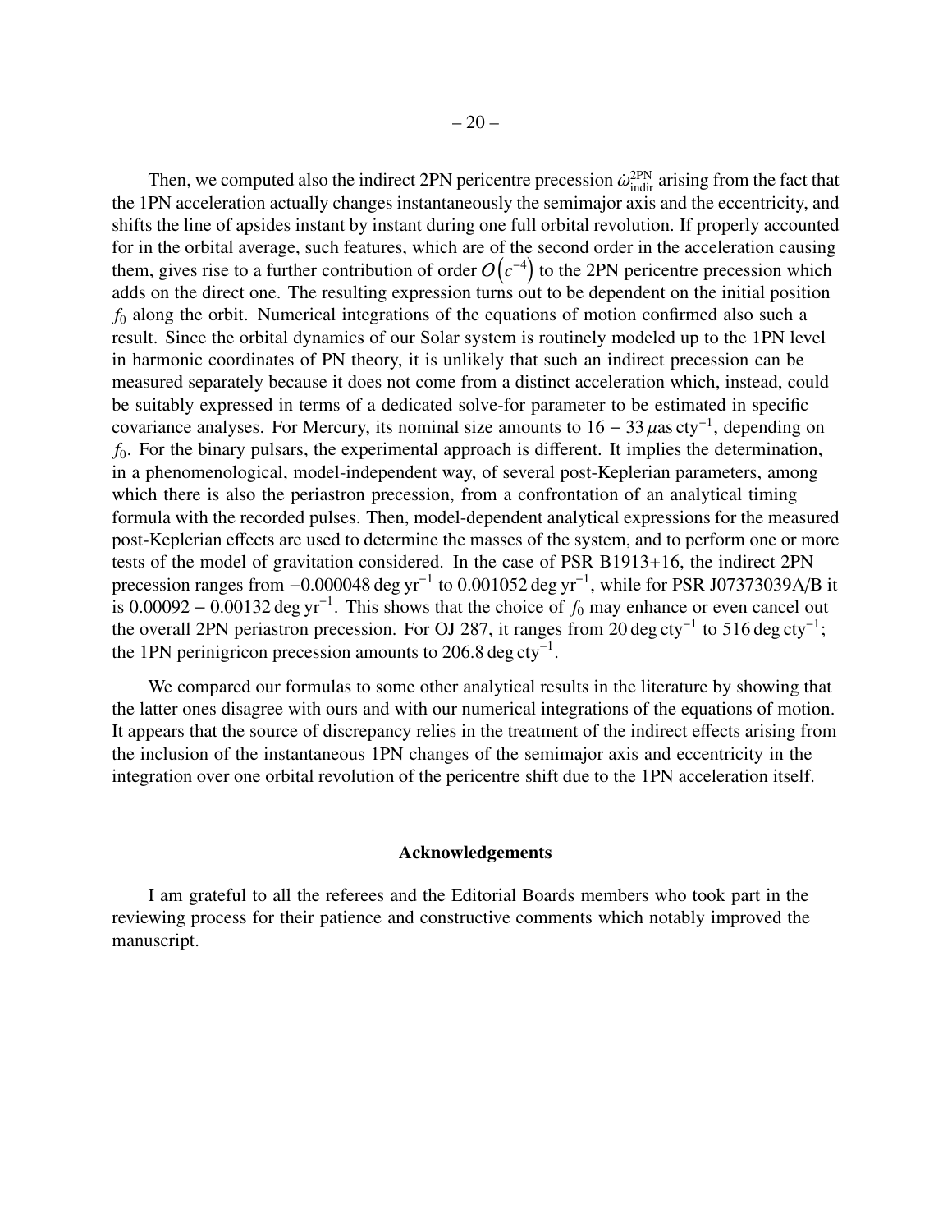Then, we computed also the indirect 2PN pericentre precession $\dot{\omega}^{\rm 2PN}_{\rm indir}$ arising from the fact that the 1PN acceleration actually changes instantaneously the semimajor axis and the eccentricity, and shifts the line of apsides instant by instant during one full orbital revolution. If properly accounted for in the orbital average, such features, which are of the second order in the acceleration causing them, gives rise to a further contribution of order $\mathcal{O}\left(c^{-4}\right)$ to the 2PN pericentre precession which adds on the direct one. The resulting expression turns out to be dependent on the initial position $f_0$ along the orbit. Numerical integrations of the equations of motion confirmed also such a result. Since the orbital dynamics of our Solar system is routinely modeled up to the 1PN level in harmonic coordinates of PN theory, it is unlikely that such an indirect precession can be measured separately because it does not come from a distinct acceleration which, instead, could be suitably expressed in terms of a dedicated solve-for parameter to be estimated in specific covariance analyses. For Mercury, its nominal size amounts to $16 - 33\,\mu{\rm as\,cty}^{-1}$, depending on $f_0$. For the binary pulsars, the experimental approach is different. It implies the determination, in a phenomenological, model-independent way, of several post-Keplerian parameters, among which there is also the periastron precession, from a confrontation of an analytical timing formula with the recorded pulses. Then, model-dependent analytical expressions for the measured post-Keplerian effects are used to determine the masses of the system, and to perform one or more tests of the model of gravitation considered. In the case of PSR B1913+16, the indirect 2PN precession ranges from $-0.000048\,{\rm deg\,yr}^{-1}$ to $0.001052\,{\rm deg\,yr}^{-1}$, while for PSR J07373039A/B it is $0.00092 - 0.00132\,{\rm deg\,yr}^{-1}$. This shows that the choice of $f_0$ may enhance or even cancel out the overall 2PN periastron precession. For OJ 287, it ranges from $20\,{\rm deg\,cty}^{-1}$ to $516\,{\rm deg\,cty}^{-1}$; the 1PN perinigricon precession amounts to $206.8\,{\rm deg\,cty}^{-1}$.

We compared our formulas to some other analytical results in the literature by showing that the latter ones disagree with ours and with our numerical integrations of the equations of motion. It appears that the source of discrepancy relies in the treatment of the indirect effects arising from the inclusion of the instantaneous 1PN changes of the semimajor axis and eccentricity in the integration over one orbital revolution of the pericentre shift due to the 1PN acceleration itself.

## Acknowledgements

I am grateful to all the referees and the Editorial Boards members who took part in the reviewing process for their patience and constructive comments which notably improved the manuscript.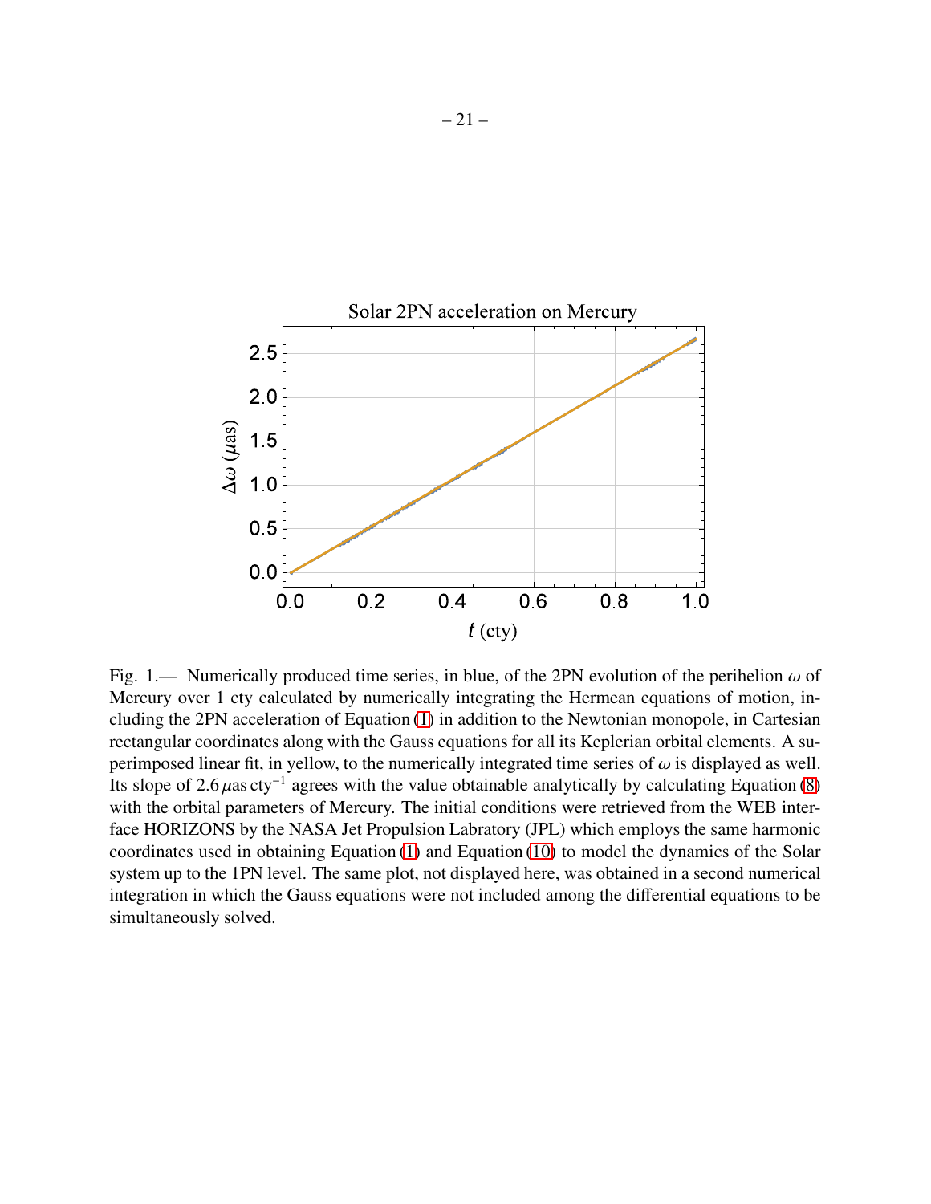Fig. 1.— Numerically produced time series, in blue, of the 2PN evolution of the perihelion $\omega$ of Mercury over 1 cty calculated by numerically integrating the Hermean equations of motion, including the 2PN acceleration of Equation (1) in addition to the Newtonian monopole, in Cartesian rectangular coordinates along with the Gauss equations for all its Keplerian orbital elements. A superimposed linear fit, in yellow, to the numerically integrated time series of $\omega$ is displayed as well. Its slope of $2.6\,\mu\mathrm{as\,cty}^{-1}$ agrees with the value obtainable analytically by calculating Equation (8) with the orbital parameters of Mercury. The initial conditions were retrieved from the WEB interface HORIZONS by the NASA Jet Propulsion Labratory (JPL) which employs the same harmonic coordinates used in obtaining Equation (1) and Equation (10) to model the dynamics of the Solar system up to the 1PN level. The same plot, not displayed here, was obtained in a second numerical integration in which the Gauss equations were not included among the differential equations to be simultaneously solved.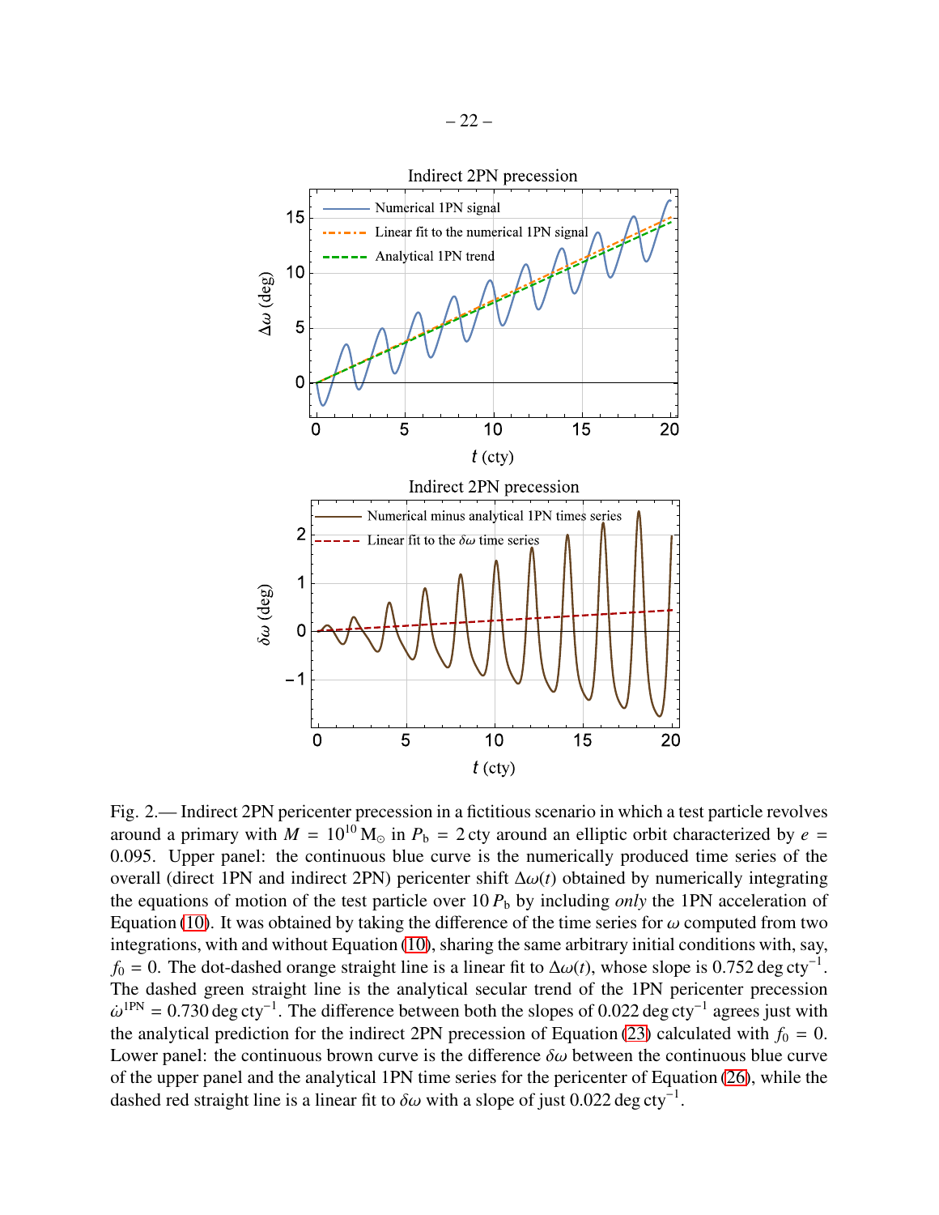Fig. 2.— Indirect 2PN pericenter precession in a fictitious scenario in which a test particle revolves around a primary with $M = 10^{10}\,\mathrm{M}_\odot$ in $P_\mathrm{b} = 2\,\mathrm{cty}$ around an elliptic orbit characterized by $e = 0.095$. Upper panel: the continuous blue curve is the numerically produced time series of the overall (direct 1PN and indirect 2PN) pericenter shift $\Delta\omega(t)$ obtained by numerically integrating the equations of motion of the test particle over $10\,P_\mathrm{b}$ by including *only* the 1PN acceleration of Equation (10). It was obtained by taking the difference of the time series for $\omega$ computed from two integrations, with and without Equation (10), sharing the same arbitrary initial conditions with, say, $f_0 = 0$. The dot-dashed orange straight line is a linear fit to $\Delta\omega(t)$, whose slope is $0.752\,\mathrm{deg\,cty}^{-1}$. The dashed green straight line is the analytical secular trend of the 1PN pericenter precession $\dot\omega^{\mathrm{1PN}} = 0.730\,\mathrm{deg\,cty}^{-1}$. The difference between both the slopes of $0.022\,\mathrm{deg\,cty}^{-1}$ agrees just with the analytical prediction for the indirect 2PN precession of Equation (23) calculated with $f_0 = 0$. Lower panel: the continuous brown curve is the difference $\delta\omega$ between the continuous blue curve of the upper panel and the analytical 1PN time series for the pericenter of Equation (26), while the dashed red straight line is a linear fit to $\delta\omega$ with a slope of just $0.022\,\mathrm{deg\,cty}^{-1}$.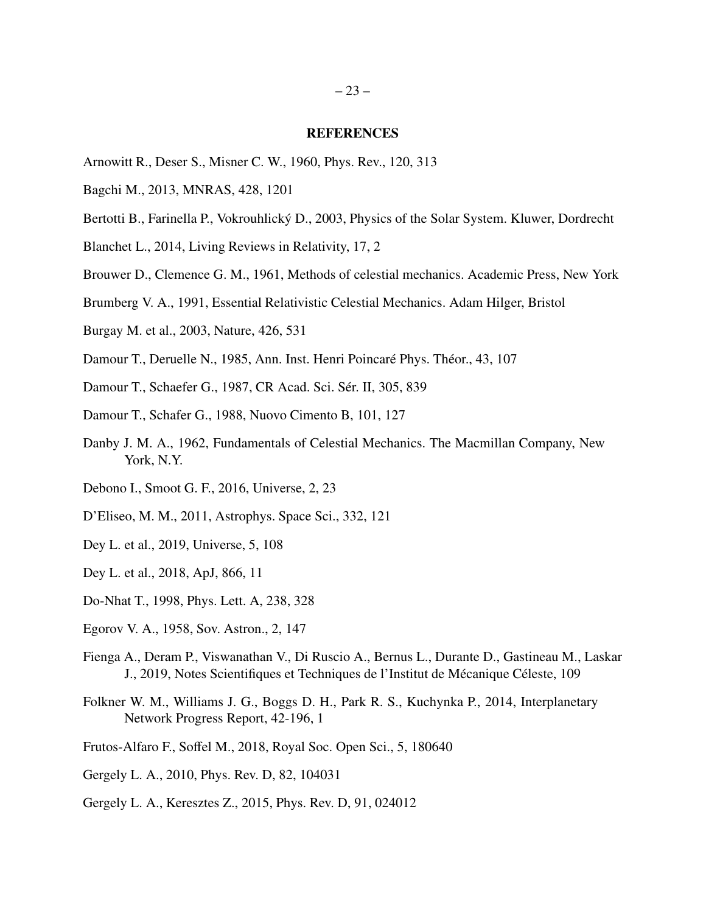## REFERENCES

Arnowitt R., Deser S., Misner C. W., 1960, Phys. Rev., 120, 313

Bagchi M., 2013, MNRAS, 428, 1201

Bertotti B., Farinella P., Vokrouhlický D., 2003, Physics of the Solar System. Kluwer, Dordrecht

Blanchet L., 2014, Living Reviews in Relativity, 17, 2

Brouwer D., Clemence G. M., 1961, Methods of celestial mechanics. Academic Press, New York

Brumberg V. A., 1991, Essential Relativistic Celestial Mechanics. Adam Hilger, Bristol

Burgay M. et al., 2003, Nature, 426, 531

Damour T., Deruelle N., 1985, Ann. Inst. Henri Poincaré Phys. Théor., 43, 107

Damour T., Schaefer G., 1987, CR Acad. Sci. Sér. II, 305, 839

Damour T., Schafer G., 1988, Nuovo Cimento B, 101, 127

Danby J. M. A., 1962, Fundamentals of Celestial Mechanics. The Macmillan Company, New York, N.Y.

Debono I., Smoot G. F., 2016, Universe, 2, 23

D'Eliseo, M. M., 2011, Astrophys. Space Sci., 332, 121

Dey L. et al., 2019, Universe, 5, 108

Dey L. et al., 2018, ApJ, 866, 11

Do-Nhat T., 1998, Phys. Lett. A, 238, 328

Egorov V. A., 1958, Sov. Astron., 2, 147

Fienga A., Deram P., Viswanathan V., Di Ruscio A., Bernus L., Durante D., Gastineau M., Laskar J., 2019, Notes Scientifiques et Techniques de l'Institut de Mécanique Céleste, 109

Folkner W. M., Williams J. G., Boggs D. H., Park R. S., Kuchynka P., 2014, Interplanetary Network Progress Report, 42-196, 1

Frutos-Alfaro F., Soffel M., 2018, Royal Soc. Open Sci., 5, 180640

Gergely L. A., 2010, Phys. Rev. D, 82, 104031

Gergely L. A., Keresztes Z., 2015, Phys. Rev. D, 91, 024012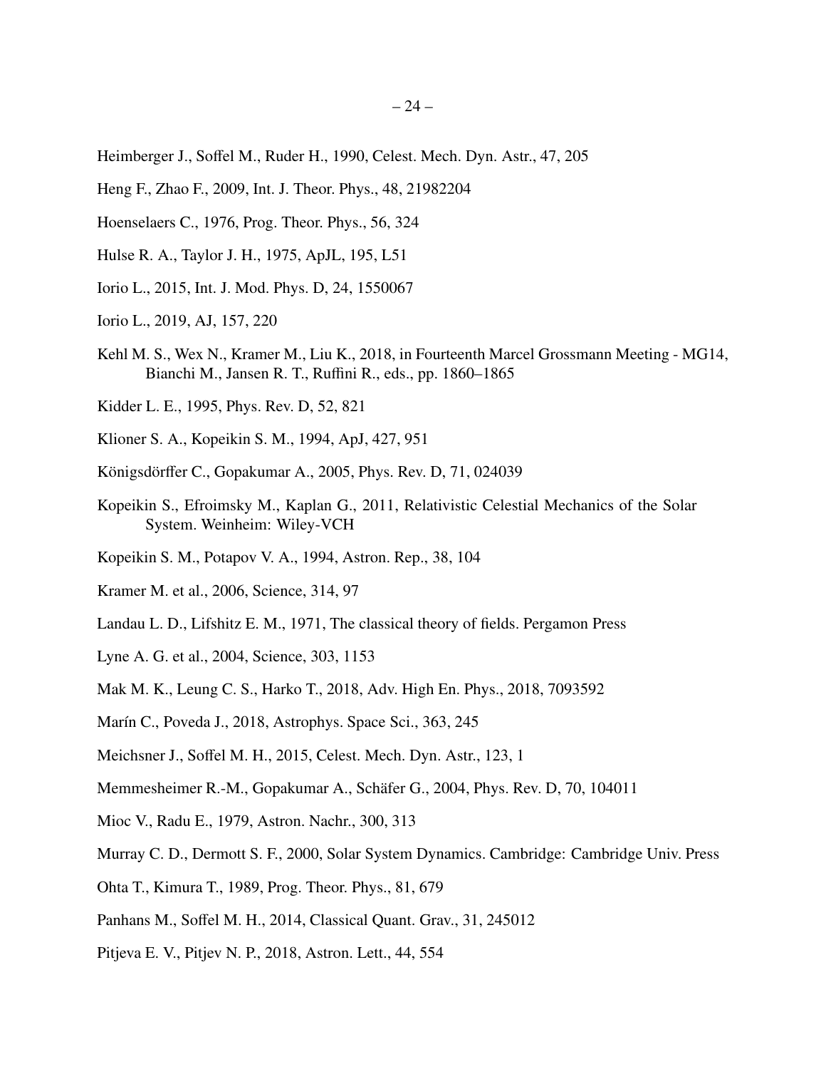Heimberger J., Soffel M., Ruder H., 1990, Celest. Mech. Dyn. Astr., 47, 205

Heng F., Zhao F., 2009, Int. J. Theor. Phys., 48, 21982204

Hoenselaers C., 1976, Prog. Theor. Phys., 56, 324

Hulse R. A., Taylor J. H., 1975, ApJL, 195, L51

Iorio L., 2015, Int. J. Mod. Phys. D, 24, 1550067

Iorio L., 2019, AJ, 157, 220

Kehl M. S., Wex N., Kramer M., Liu K., 2018, in Fourteenth Marcel Grossmann Meeting - MG14, Bianchi M., Jansen R. T., Ruffini R., eds., pp. 1860–1865

Kidder L. E., 1995, Phys. Rev. D, 52, 821

Klioner S. A., Kopeikin S. M., 1994, ApJ, 427, 951

Königsdörffer C., Gopakumar A., 2005, Phys. Rev. D, 71, 024039

Kopeikin S., Efroimsky M., Kaplan G., 2011, Relativistic Celestial Mechanics of the Solar System. Weinheim: Wiley-VCH

Kopeikin S. M., Potapov V. A., 1994, Astron. Rep., 38, 104

Kramer M. et al., 2006, Science, 314, 97

Landau L. D., Lifshitz E. M., 1971, The classical theory of fields. Pergamon Press

Lyne A. G. et al., 2004, Science, 303, 1153

Mak M. K., Leung C. S., Harko T., 2018, Adv. High En. Phys., 2018, 7093592

Marín C., Poveda J., 2018, Astrophys. Space Sci., 363, 245

Meichsner J., Soffel M. H., 2015, Celest. Mech. Dyn. Astr., 123, 1

Memmesheimer R.-M., Gopakumar A., Schäfer G., 2004, Phys. Rev. D, 70, 104011

Mioc V., Radu E., 1979, Astron. Nachr., 300, 313

Murray C. D., Dermott S. F., 2000, Solar System Dynamics. Cambridge: Cambridge Univ. Press

Ohta T., Kimura T., 1989, Prog. Theor. Phys., 81, 679

Panhans M., Soffel M. H., 2014, Classical Quant. Grav., 31, 245012

Pitjeva E. V., Pitjev N. P., 2018, Astron. Lett., 44, 554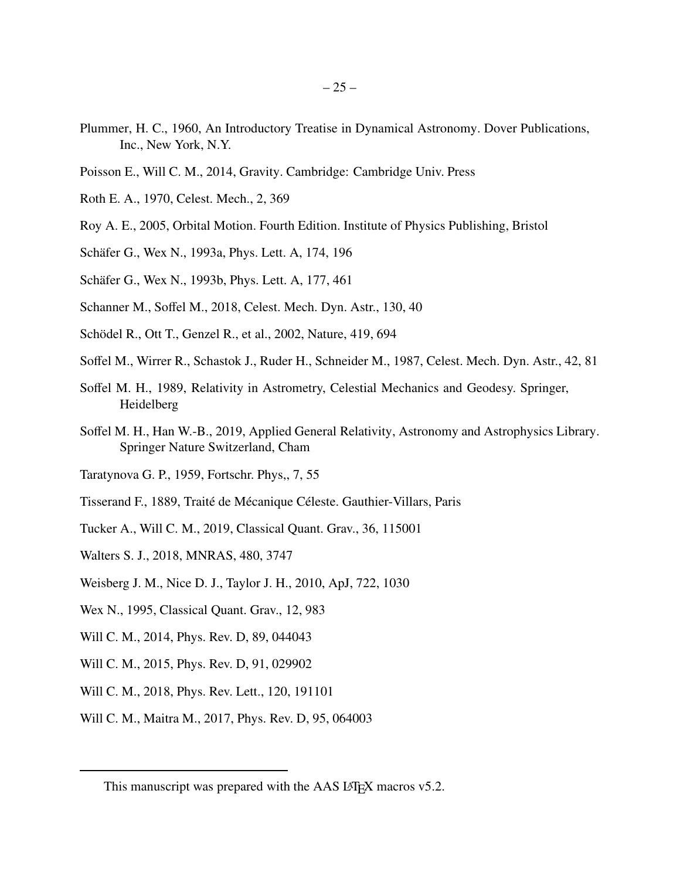Plummer, H. C., 1960, An Introductory Treatise in Dynamical Astronomy. Dover Publications, Inc., New York, N.Y.

Poisson E., Will C. M., 2014, Gravity. Cambridge: Cambridge Univ. Press

Roth E. A., 1970, Celest. Mech., 2, 369

Roy A. E., 2005, Orbital Motion. Fourth Edition. Institute of Physics Publishing, Bristol

Schäfer G., Wex N., 1993a, Phys. Lett. A, 174, 196

Schäfer G., Wex N., 1993b, Phys. Lett. A, 177, 461

Schanner M., Soffel M., 2018, Celest. Mech. Dyn. Astr., 130, 40

Schödel R., Ott T., Genzel R., et al., 2002, Nature, 419, 694

Soffel M., Wirrer R., Schastok J., Ruder H., Schneider M., 1987, Celest. Mech. Dyn. Astr., 42, 81

Soffel M. H., 1989, Relativity in Astrometry, Celestial Mechanics and Geodesy. Springer, Heidelberg

Soffel M. H., Han W.-B., 2019, Applied General Relativity, Astronomy and Astrophysics Library. Springer Nature Switzerland, Cham

Taratynova G. P., 1959, Fortschr. Phys,, 7, 55

Tisserand F., 1889, Traité de Mécanique Céleste. Gauthier-Villars, Paris

Tucker A., Will C. M., 2019, Classical Quant. Grav., 36, 115001

Walters S. J., 2018, MNRAS, 480, 3747

Weisberg J. M., Nice D. J., Taylor J. H., 2010, ApJ, 722, 1030

Wex N., 1995, Classical Quant. Grav., 12, 983

Will C. M., 2014, Phys. Rev. D, 89, 044043

Will C. M., 2015, Phys. Rev. D, 91, 029902

Will C. M., 2018, Phys. Rev. Lett., 120, 191101

Will C. M., Maitra M., 2017, Phys. Rev. D, 95, 064003

---

This manuscript was prepared with the AAS LaTeX macros v5.2.